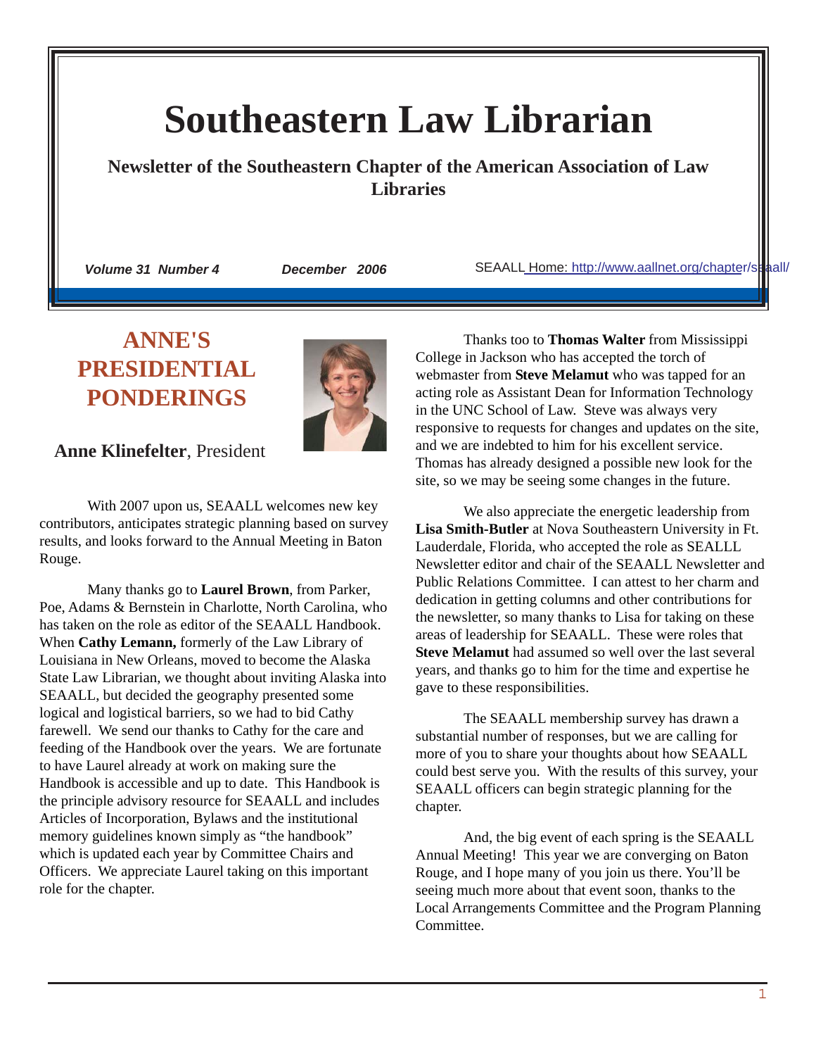# Southeastern Law Librarian

**Newsletter of the Southeastern Chapter of the American Association of Law Libraries**

*Volume 31 Number 4* *December 2006* SEAALL Home: http://www.aallnet.org/chapter/seaall/

## ANNE'S PRESIDENTIAL PONDERINGS

**Anne Klinefelter**, President

With 2007 upon us, SEAALL welcomes new key contributors, anticipates strategic planning based on survey results, and looks forward to the Annual Meeting in Baton Rouge.

Many thanks go to **Laurel Brown**, from Parker, Poe, Adams & Bernstein in Charlotte, North Carolina, who has taken on the role as editor of the SEAALL Handbook. When **Cathy Lemann,** formerly of the Law Library of Louisiana in New Orleans, moved to become the Alaska State Law Librarian, we thought about inviting Alaska into SEAALL, but decided the geography presented some logical and logistical barriers, so we had to bid Cathy farewell. We send our thanks to Cathy for the care and feeding of the Handbook over the years. We are fortunate to have Laurel already at work on making sure the Handbook is accessible and up to date. This Handbook is the principle advisory resource for SEAALL and includes Articles of Incorporation, Bylaws and the institutional memory guidelines known simply as "the handbook" which is updated each year by Committee Chairs and Officers. We appreciate Laurel taking on this important role for the chapter.

Thanks too to **Thomas Walter** from Mississippi College in Jackson who has accepted the torch of webmaster from **Steve Melamut** who was tapped for an acting role as Assistant Dean for Information Technology in the UNC School of Law. Steve was always very responsive to requests for changes and updates on the site, and we are indebted to him for his excellent service. Thomas has already designed a possible new look for the site, so we may be seeing some changes in the future.

We also appreciate the energetic leadership from **Lisa Smith-Butler** at Nova Southeastern University in Ft. Lauderdale, Florida, who accepted the role as SEALLL Newsletter editor and chair of the SEAALL Newsletter and Public Relations Committee. I can attest to her charm and dedication in getting columns and other contributions for the newsletter, so many thanks to Lisa for taking on these areas of leadership for SEAALL. These were roles that **Steve Melamut** had assumed so well over the last several years, and thanks go to him for the time and expertise he gave to these responsibilities.

The SEAALL membership survey has drawn a substantial number of responses, but we are calling for more of you to share your thoughts about how SEAALL could best serve you. With the results of this survey, your SEAALL officers can begin strategic planning for the chapter.

And, the big event of each spring is the SEAALL Annual Meeting! This year we are converging on Baton Rouge, and I hope many of you join us there. You'll be seeing much more about that event soon, thanks to the Local Arrangements Committee and the Program Planning Committee.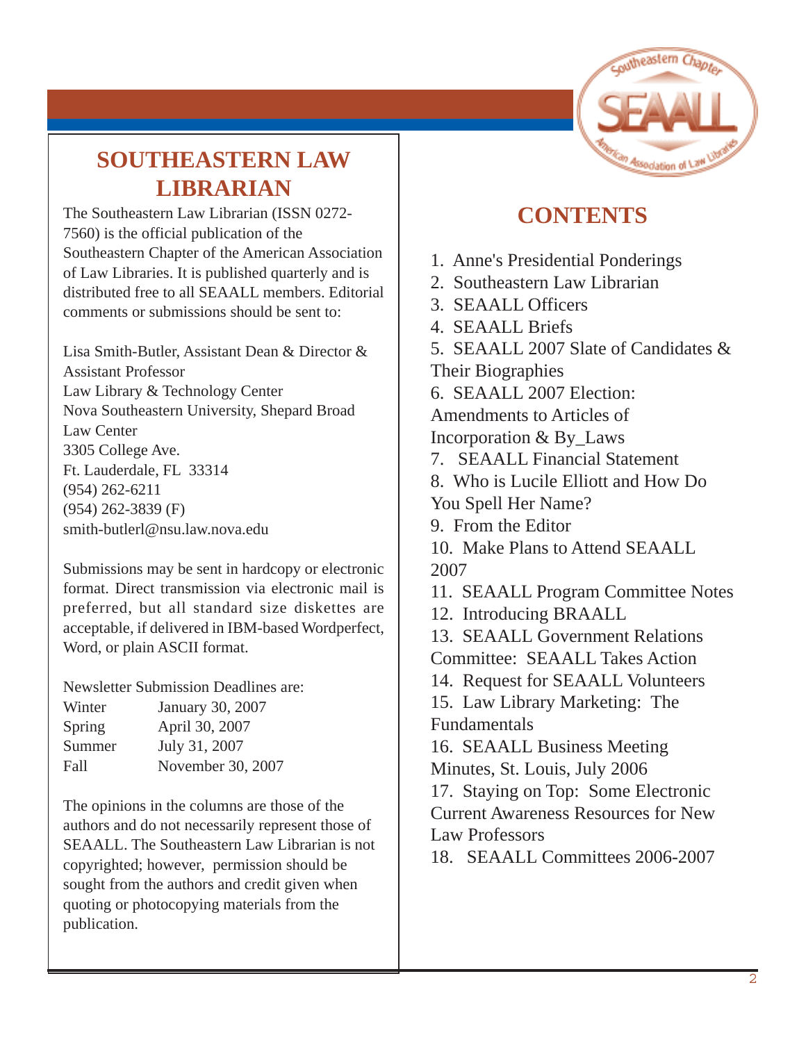## SOUTHEASTERN LAW LIBRARIAN

The Southeastern Law Librarian (ISSN 0272-7560) is the official publication of the Southeastern Chapter of the American Association of Law Libraries. It is published quarterly and is distributed free to all SEAALL members. Editorial comments or submissions should be sent to:

Lisa Smith-Butler, Assistant Dean & Director & Assistant Professor
Law Library & Technology Center
Nova Southeastern University, Shepard Broad Law Center
3305 College Ave.
Ft. Lauderdale, FL 33314
(954) 262-6211
(954) 262-3839 (F)
smith-butlerl@nsu.law.nova.edu

Submissions may be sent in hardcopy or electronic format. Direct transmission via electronic mail is preferred, but all standard size diskettes are acceptable, if delivered in IBM-based Wordperfect, Word, or plain ASCII format.

Newsletter Submission Deadlines are:

| | |
|---|---|
| Winter | January 30, 2007 |
| Spring | April 30, 2007 |
| Summer | July 31, 2007 |
| Fall | November 30, 2007 |

The opinions in the columns are those of the authors and do not necessarily represent those of SEAALL. The Southeastern Law Librarian is not copyrighted; however, permission should be sought from the authors and credit given when quoting or photocopying materials from the publication.

## CONTENTS

1. Anne's Presidential Ponderings
2. Southeastern Law Librarian
3. SEAALL Officers
4. SEAALL Briefs
5. SEAALL 2007 Slate of Candidates & Their Biographies
6. SEAALL 2007 Election: Amendments to Articles of Incorporation & By_Laws
7. SEAALL Financial Statement
8. Who is Lucile Elliott and How Do You Spell Her Name?
9. From the Editor
10. Make Plans to Attend SEAALL 2007
11. SEAALL Program Committee Notes
12. Introducing BRAALL
13. SEAALL Government Relations Committee: SEAALL Takes Action
14. Request for SEAALL Volunteers
15. Law Library Marketing: The Fundamentals
16. SEAALL Business Meeting Minutes, St. Louis, July 2006
17. Staying on Top: Some Electronic Current Awareness Resources for New Law Professors
18. SEAALL Committees 2006-2007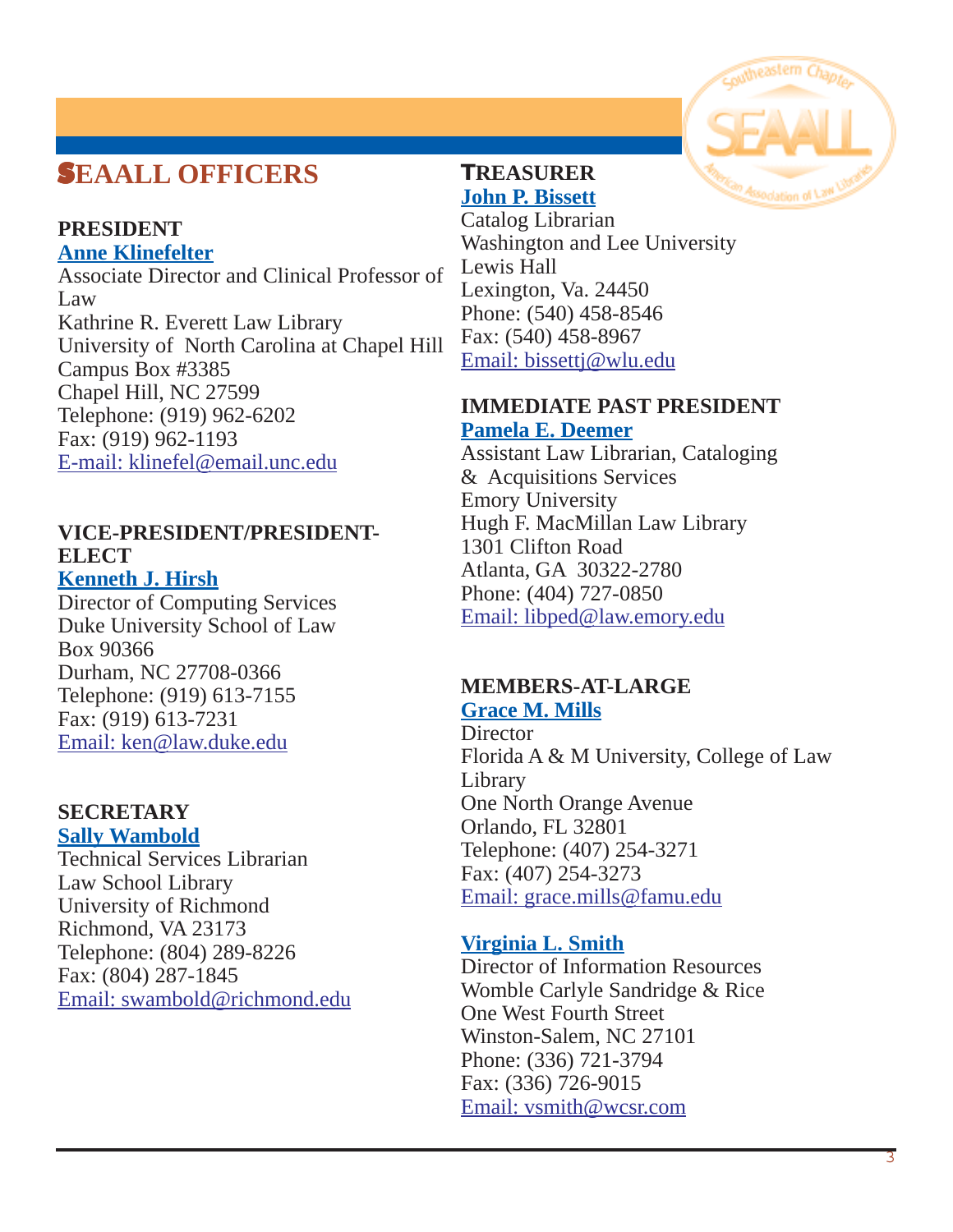# SEAALL OFFICERS

### PRESIDENT

**Anne Klinefelter**
Associate Director and Clinical Professor of Law
Kathrine R. Everett Law Library
University of North Carolina at Chapel Hill
Campus Box #3385
Chapel Hill, NC 27599
Telephone: (919) 962-6202
Fax: (919) 962-1193
E-mail: klinefel@email.unc.edu

### VICE-PRESIDENT/PRESIDENT-ELECT

**Kenneth J. Hirsh**
Director of Computing Services
Duke University School of Law
Box 90366
Durham, NC 27708-0366
Telephone: (919) 613-7155
Fax: (919) 613-7231
Email: ken@law.duke.edu

### SECRETARY

**Sally Wambold**
Technical Services Librarian
Law School Library
University of Richmond
Richmond, VA 23173
Telephone: (804) 289-8226
Fax: (804) 287-1845
Email: swambold@richmond.edu

### TREASURER

**John P. Bissett**
Catalog Librarian
Washington and Lee University
Lewis Hall
Lexington, Va. 24450
Phone: (540) 458-8546
Fax: (540) 458-8967
Email: bissettj@wlu.edu

### IMMEDIATE PAST PRESIDENT

**Pamela E. Deemer**
Assistant Law Librarian, Cataloging & Acquisitions Services
Emory University
Hugh F. MacMillan Law Library
1301 Clifton Road
Atlanta, GA 30322-2780
Phone: (404) 727-0850
Email: libped@law.emory.edu

### MEMBERS-AT-LARGE

**Grace M. Mills**
Director
Florida A & M University, College of Law Library
One North Orange Avenue
Orlando, FL 32801
Telephone: (407) 254-3271
Fax: (407) 254-3273
Email: grace.mills@famu.edu

**Virginia L. Smith**
Director of Information Resources
Womble Carlyle Sandridge & Rice
One West Fourth Street
Winston-Salem, NC 27101
Phone: (336) 721-3794
Fax: (336) 726-9015
Email: vsmith@wcsr.com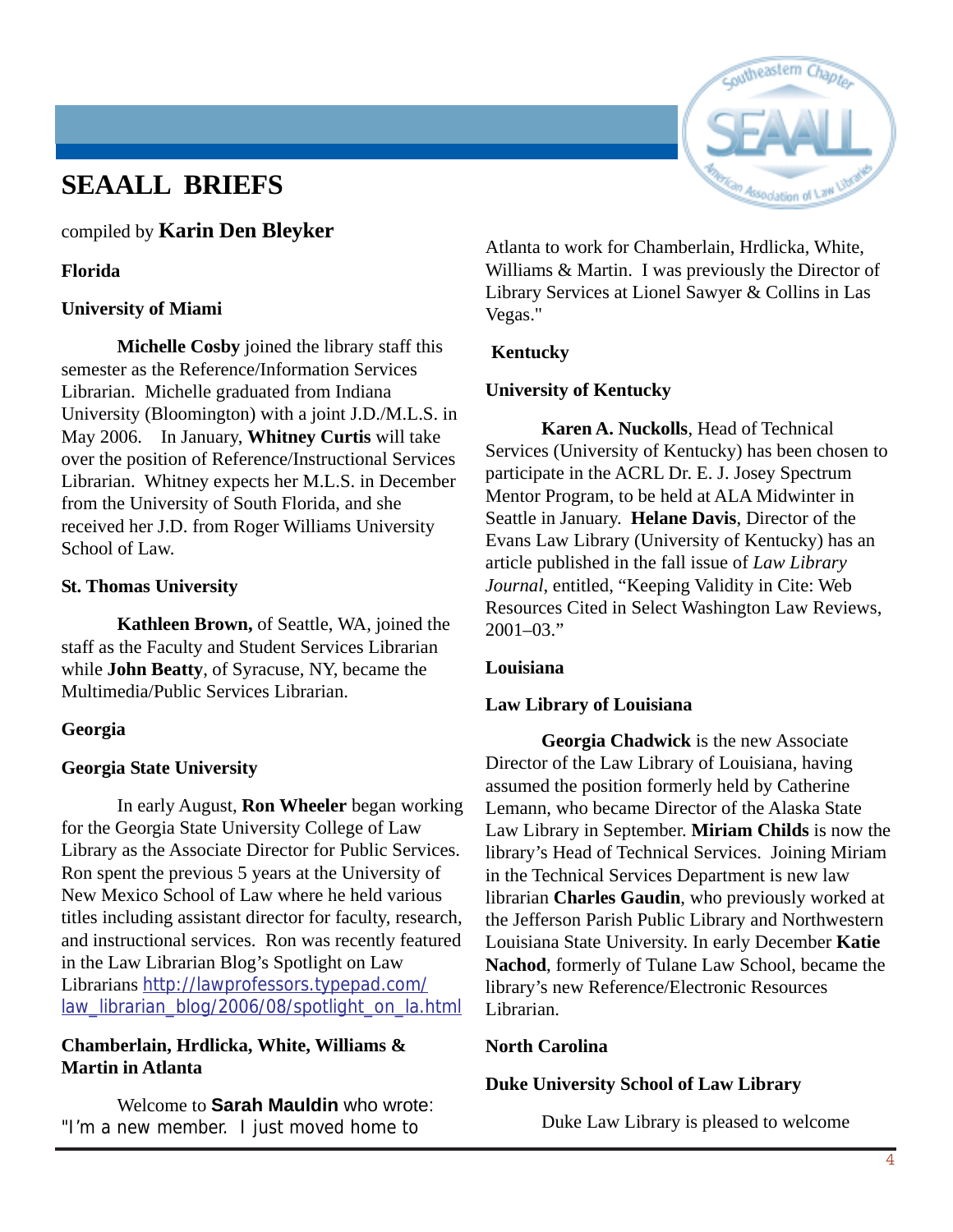# SEAALL BRIEFS

compiled by **Karin Den Bleyker**

### Florida

**University of Miami**

**Michelle Cosby** joined the library staff this semester as the Reference/Information Services Librarian. Michelle graduated from Indiana University (Bloomington) with a joint J.D./M.L.S. in May 2006. In January, **Whitney Curtis** will take over the position of Reference/Instructional Services Librarian. Whitney expects her M.L.S. in December from the University of South Florida, and she received her J.D. from Roger Williams University School of Law.

**St. Thomas University**

**Kathleen Brown,** of Seattle, WA, joined the staff as the Faculty and Student Services Librarian while **John Beatty**, of Syracuse, NY, became the Multimedia/Public Services Librarian.

### Georgia

**Georgia State University**

In early August, **Ron Wheeler** began working for the Georgia State University College of Law Library as the Associate Director for Public Services. Ron spent the previous 5 years at the University of New Mexico School of Law where he held various titles including assistant director for faculty, research, and instructional services. Ron was recently featured in the Law Librarian Blog's Spotlight on Law Librarians http://lawprofessors.typepad.com/law_librarian_blog/2006/08/spotlight_on_la.html

**Chamberlain, Hrdlicka, White, Williams & Martin in Atlanta**

Welcome to **Sarah Mauldin** who wrote: "I'm a new member. I just moved home to Atlanta to work for Chamberlain, Hrdlicka, White, Williams & Martin. I was previously the Director of Library Services at Lionel Sawyer & Collins in Las Vegas."

### Kentucky

**University of Kentucky**

**Karen A. Nuckolls**, Head of Technical Services (University of Kentucky) has been chosen to participate in the ACRL Dr. E. J. Josey Spectrum Mentor Program, to be held at ALA Midwinter in Seattle in January. **Helane Davis**, Director of the Evans Law Library (University of Kentucky) has an article published in the fall issue of *Law Library Journal*, entitled, "Keeping Validity in Cite: Web Resources Cited in Select Washington Law Reviews, 2001–03."

### Louisiana

**Law Library of Louisiana**

**Georgia Chadwick** is the new Associate Director of the Law Library of Louisiana, having assumed the position formerly held by Catherine Lemann, who became Director of the Alaska State Law Library in September. **Miriam Childs** is now the library's Head of Technical Services. Joining Miriam in the Technical Services Department is new law librarian **Charles Gaudin**, who previously worked at the Jefferson Parish Public Library and Northwestern Louisiana State University. In early December **Katie Nachod**, formerly of Tulane Law School, became the library's new Reference/Electronic Resources Librarian.

### North Carolina

**Duke University School of Law Library**

Duke Law Library is pleased to welcome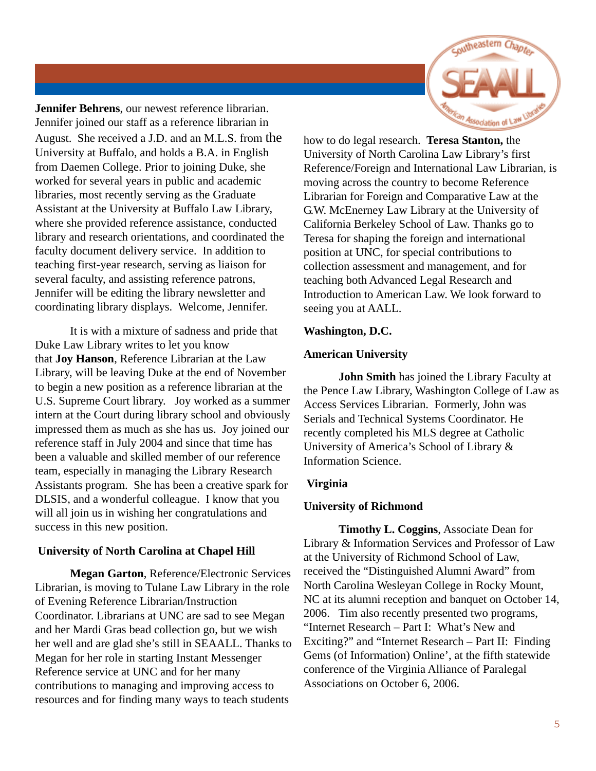**Jennifer Behrens**, our newest reference librarian. Jennifer joined our staff as a reference librarian in August. She received a J.D. and an M.L.S. from the University at Buffalo, and holds a B.A. in English from Daemen College. Prior to joining Duke, she worked for several years in public and academic libraries, most recently serving as the Graduate Assistant at the University at Buffalo Law Library, where she provided reference assistance, conducted library and research orientations, and coordinated the faculty document delivery service. In addition to teaching first-year research, serving as liaison for several faculty, and assisting reference patrons, Jennifer will be editing the library newsletter and coordinating library displays. Welcome, Jennifer.

It is with a mixture of sadness and pride that Duke Law Library writes to let you know that **Joy Hanson**, Reference Librarian at the Law Library, will be leaving Duke at the end of November to begin a new position as a reference librarian at the U.S. Supreme Court library. Joy worked as a summer intern at the Court during library school and obviously impressed them as much as she has us. Joy joined our reference staff in July 2004 and since that time has been a valuable and skilled member of our reference team, especially in managing the Library Research Assistants program. She has been a creative spark for DLSIS, and a wonderful colleague. I know that you will all join us in wishing her congratulations and success in this new position.

**University of North Carolina at Chapel Hill**

**Megan Garton**, Reference/Electronic Services Librarian, is moving to Tulane Law Library in the role of Evening Reference Librarian/Instruction Coordinator. Librarians at UNC are sad to see Megan and her Mardi Gras bead collection go, but we wish her well and are glad she's still in SEAALL. Thanks to Megan for her role in starting Instant Messenger Reference service at UNC and for her many contributions to managing and improving access to resources and for finding many ways to teach students how to do legal research. **Teresa Stanton,** the University of North Carolina Law Library's first Reference/Foreign and International Law Librarian, is moving across the country to become Reference Librarian for Foreign and Comparative Law at the G.W. McEnerney Law Library at the University of California Berkeley School of Law. Thanks go to Teresa for shaping the foreign and international position at UNC, for special contributions to collection assessment and management, and for teaching both Advanced Legal Research and Introduction to American Law. We look forward to seeing you at AALL.

**Washington, D.C.**

**American University**

**John Smith** has joined the Library Faculty at the Pence Law Library, Washington College of Law as Access Services Librarian. Formerly, John was Serials and Technical Systems Coordinator. He recently completed his MLS degree at Catholic University of America's School of Library & Information Science.

**Virginia**

**University of Richmond**

**Timothy L. Coggins**, Associate Dean for Library & Information Services and Professor of Law at the University of Richmond School of Law, received the "Distinguished Alumni Award" from North Carolina Wesleyan College in Rocky Mount, NC at its alumni reception and banquet on October 14, 2006. Tim also recently presented two programs, "Internet Research – Part I: What's New and Exciting?" and "Internet Research – Part II: Finding Gems (of Information) Online', at the fifth statewide conference of the Virginia Alliance of Paralegal Associations on October 6, 2006.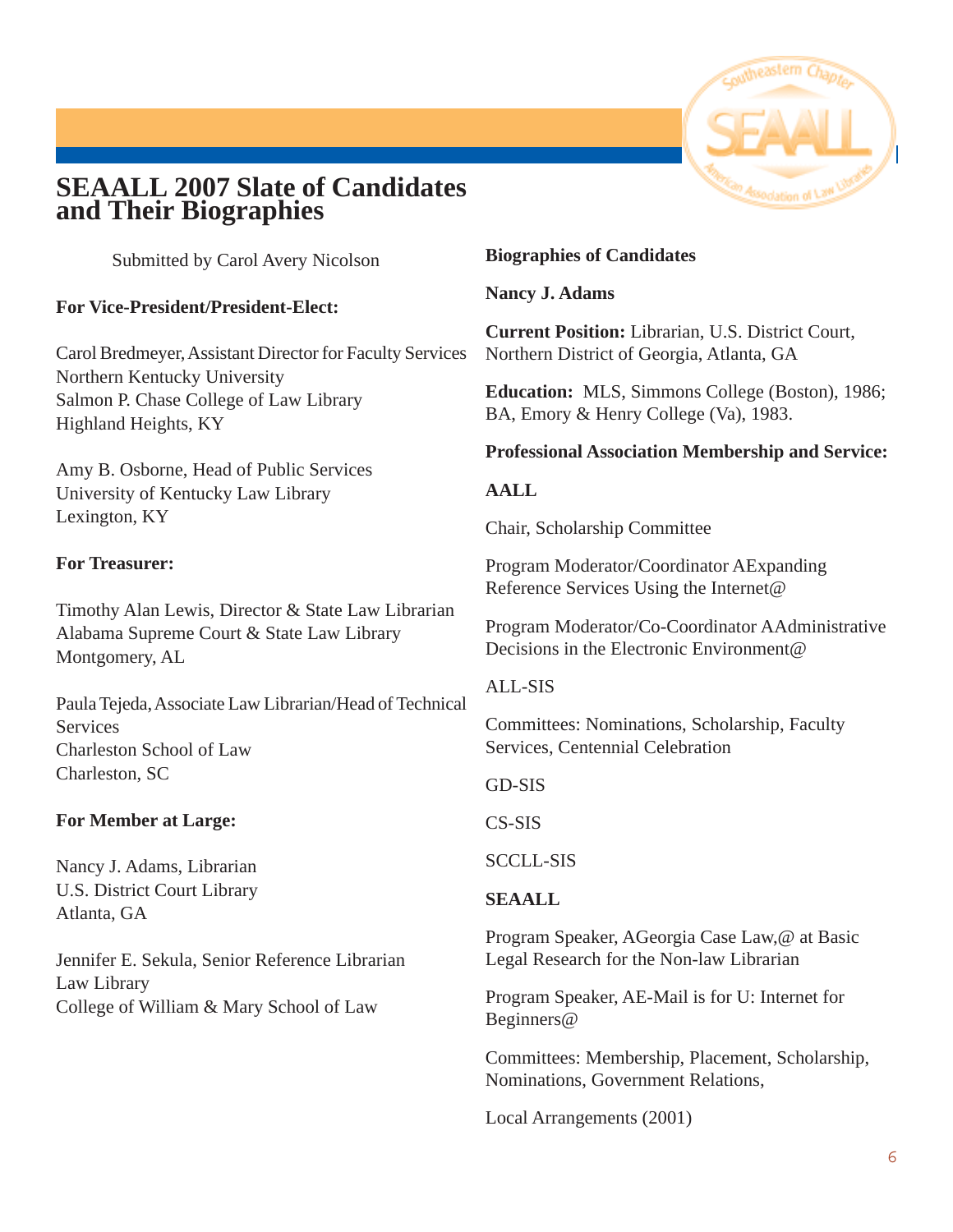# SEAALL 2007 Slate of Candidates and Their Biographies

Submitted by Carol Avery Nicolson

**For Vice-President/President-Elect:**

Carol Bredmeyer, Assistant Director for Faculty Services
Northern Kentucky University
Salmon P. Chase College of Law Library
Highland Heights, KY

Amy B. Osborne, Head of Public Services
University of Kentucky Law Library
Lexington, KY

**For Treasurer:**

Timothy Alan Lewis, Director & State Law Librarian
Alabama Supreme Court & State Law Library
Montgomery, AL

Paula Tejeda, Associate Law Librarian/Head of Technical Services
Charleston School of Law
Charleston, SC

**For Member at Large:**

Nancy J. Adams, Librarian
U.S. District Court Library
Atlanta, GA

Jennifer E. Sekula, Senior Reference Librarian
Law Library
College of William & Mary School of Law

**Biographies of Candidates**

**Nancy J. Adams**

**Current Position:** Librarian, U.S. District Court, Northern District of Georgia, Atlanta, GA

**Education:** MLS, Simmons College (Boston), 1986; BA, Emory & Henry College (Va), 1983.

**Professional Association Membership and Service:**

**AALL**

Chair, Scholarship Committee

Program Moderator/Coordinator AExpanding Reference Services Using the Internet@

Program Moderator/Co-Coordinator AAdministrative Decisions in the Electronic Environment@

ALL-SIS

Committees: Nominations, Scholarship, Faculty Services, Centennial Celebration

GD-SIS

CS-SIS

SCCLL-SIS

**SEAALL**

Program Speaker, AGeorgia Case Law,@ at Basic Legal Research for the Non-law Librarian

Program Speaker, AE-Mail is for U: Internet for Beginners@

Committees: Membership, Placement, Scholarship, Nominations, Government Relations,

Local Arrangements (2001)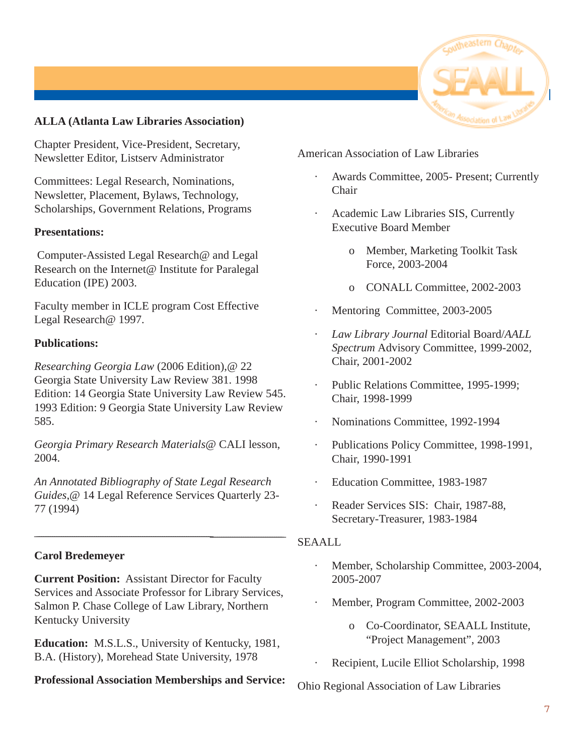**ALLA (Atlanta Law Libraries Association)**

Chapter President, Vice-President, Secretary, Newsletter Editor, Listserv Administrator

Committees: Legal Research, Nominations, Newsletter, Placement, Bylaws, Technology, Scholarships, Government Relations, Programs

**Presentations:**

Computer-Assisted Legal Research@ and Legal Research on the Internet@ Institute for Paralegal Education (IPE) 2003.

Faculty member in ICLE program Cost Effective Legal Research@ 1997.

**Publications:**

*Researching Georgia Law* (2006 Edition),@ 22 Georgia State University Law Review 381. 1998 Edition: 14 Georgia State University Law Review 545. 1993 Edition: 9 Georgia State University Law Review 585.

*Georgia Primary Research Materials@* CALI lesson, 2004.

*An Annotated Bibliography of State Legal Research Guides*,@ 14 Legal Reference Services Quarterly 23-77 (1994)

---

**Carol Bredemeyer**

**Current Position:** Assistant Director for Faculty Services and Associate Professor for Library Services, Salmon P. Chase College of Law Library, Northern Kentucky University

**Education:** M.S.L.S., University of Kentucky, 1981, B.A. (History), Morehead State University, 1978

**Professional Association Memberships and Service:**

American Association of Law Libraries

- Awards Committee, 2005- Present; Currently Chair
- Academic Law Libraries SIS, Currently Executive Board Member
  - Member, Marketing Toolkit Task Force, 2003-2004
  - CONALL Committee, 2002-2003
- Mentoring Committee, 2003-2005
- *Law Library Journal* Editorial Board/*AALL Spectrum* Advisory Committee, 1999-2002, Chair, 2001-2002
- Public Relations Committee, 1995-1999; Chair, 1998-1999
- Nominations Committee, 1992-1994
- Publications Policy Committee, 1998-1991, Chair, 1990-1991
- Education Committee, 1983-1987
- Reader Services SIS: Chair, 1987-88, Secretary-Treasurer, 1983-1984

SEAALL

- Member, Scholarship Committee, 2003-2004, 2005-2007
- Member, Program Committee, 2002-2003
  - Co-Coordinator, SEAALL Institute, "Project Management", 2003
- Recipient, Lucile Elliot Scholarship, 1998

Ohio Regional Association of Law Libraries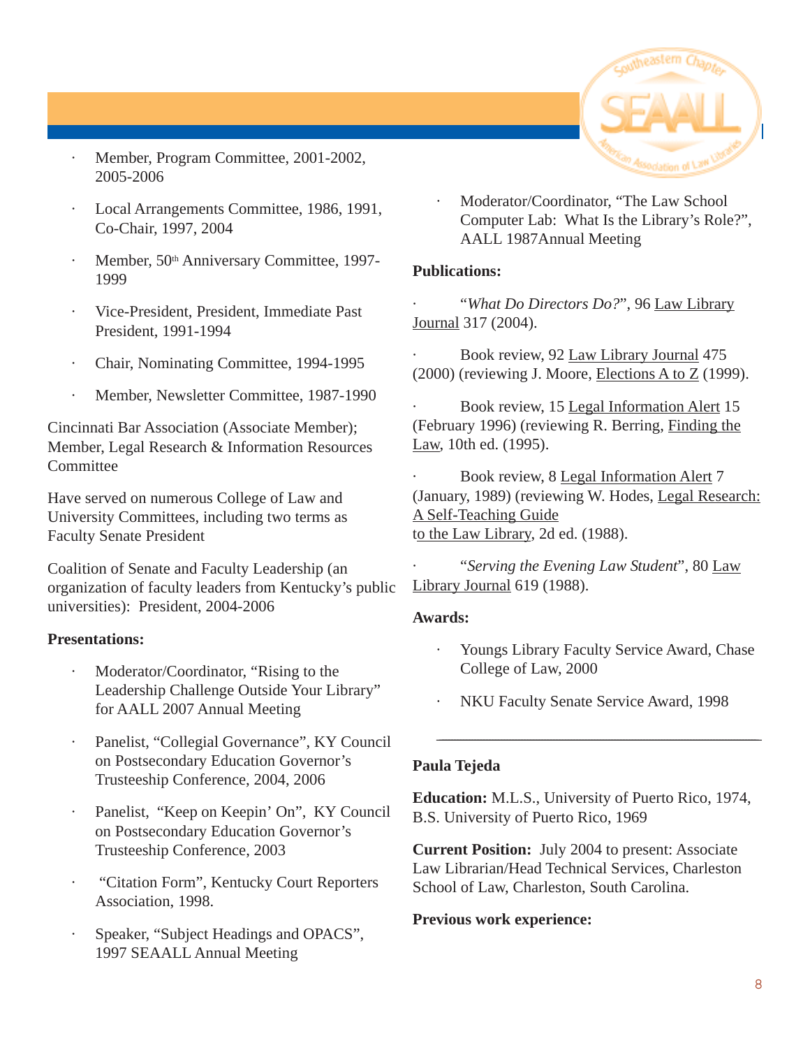- Member, Program Committee, 2001-2002, 2005-2006
- Local Arrangements Committee, 1986, 1991, Co-Chair, 1997, 2004
- Member, 50th Anniversary Committee, 1997-1999
- Vice-President, President, Immediate Past President, 1991-1994
- Chair, Nominating Committee, 1994-1995
- Member, Newsletter Committee, 1987-1990

Cincinnati Bar Association (Associate Member); Member, Legal Research & Information Resources Committee

Have served on numerous College of Law and University Committees, including two terms as Faculty Senate President

Coalition of Senate and Faculty Leadership (an organization of faculty leaders from Kentucky's public universities): President, 2004-2006

**Presentations:**

- Moderator/Coordinator, "Rising to the Leadership Challenge Outside Your Library" for AALL 2007 Annual Meeting
- Panelist, "Collegial Governance", KY Council on Postsecondary Education Governor's Trusteeship Conference, 2004, 2006
- Panelist, "Keep on Keepin' On", KY Council on Postsecondary Education Governor's Trusteeship Conference, 2003
- "Citation Form", Kentucky Court Reporters Association, 1998.
- Speaker, "Subject Headings and OPACS", 1997 SEAALL Annual Meeting
- Moderator/Coordinator, "The Law School Computer Lab: What Is the Library's Role?", AALL 1987Annual Meeting

**Publications:**

- "*What Do Directors Do?*", 96 Law Library Journal 317 (2004).
- Book review, 92 Law Library Journal 475 (2000) (reviewing J. Moore, Elections A to Z (1999).
- Book review, 15 Legal Information Alert 15 (February 1996) (reviewing R. Berring, Finding the Law, 10th ed. (1995).
- Book review, 8 Legal Information Alert 7 (January, 1989) (reviewing W. Hodes, Legal Research: A Self-Teaching Guide to the Law Library, 2d ed. (1988).
- "*Serving the Evening Law Student*", 80 Law Library Journal 619 (1988).

**Awards:**

- Youngs Library Faculty Service Award, Chase College of Law, 2000
- NKU Faculty Senate Service Award, 1998

---

**Paula Tejeda**

**Education:** M.L.S., University of Puerto Rico, 1974, B.S. University of Puerto Rico, 1969

**Current Position:** July 2004 to present: Associate Law Librarian/Head Technical Services, Charleston School of Law, Charleston, South Carolina.

**Previous work experience:**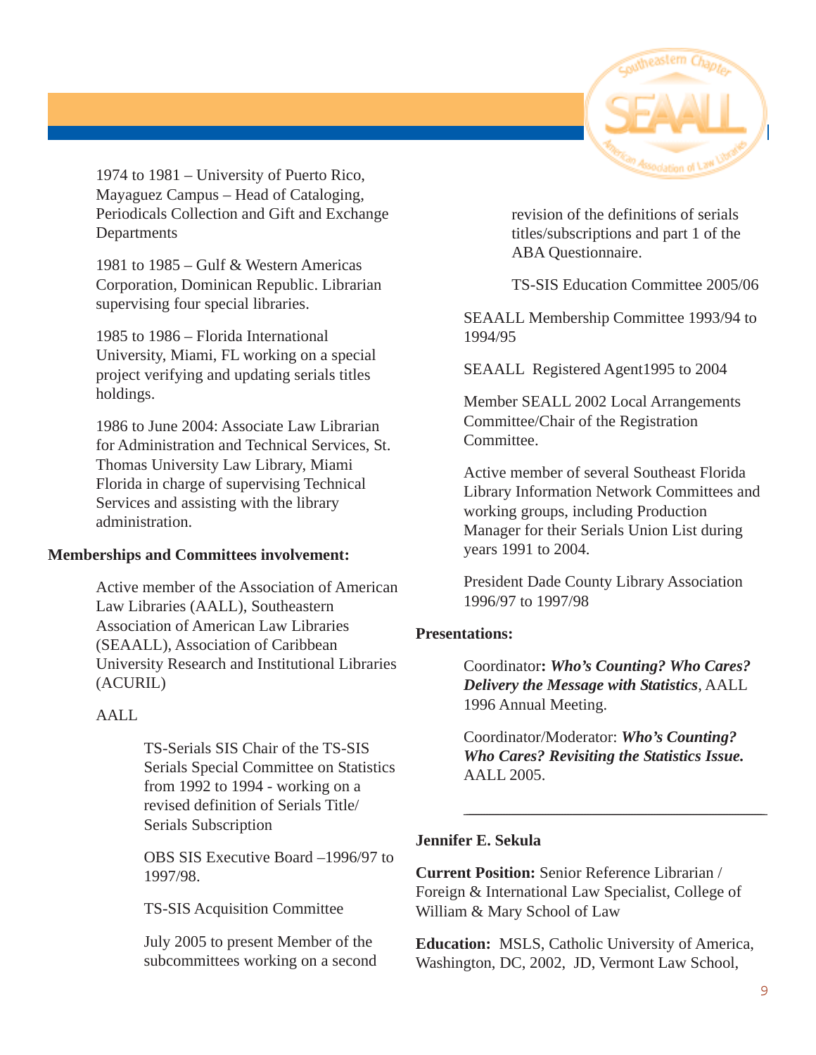1974 to 1981 – University of Puerto Rico, Mayaguez Campus – Head of Cataloging, Periodicals Collection and Gift and Exchange Departments

1981 to 1985 – Gulf & Western Americas Corporation, Dominican Republic. Librarian supervising four special libraries.

1985 to 1986 – Florida International University, Miami, FL working on a special project verifying and updating serials titles holdings.

1986 to June 2004: Associate Law Librarian for Administration and Technical Services, St. Thomas University Law Library, Miami Florida in charge of supervising Technical Services and assisting with the library administration.

**Memberships and Committees involvement:**

Active member of the Association of American Law Libraries (AALL), Southeastern Association of American Law Libraries (SEAALL), Association of Caribbean University Research and Institutional Libraries (ACURIL)

AALL

TS-Serials SIS Chair of the TS-SIS Serials Special Committee on Statistics from 1992 to 1994 - working on a revised definition of Serials Title/ Serials Subscription

OBS SIS Executive Board –1996/97 to 1997/98.

TS-SIS Acquisition Committee

July 2005 to present Member of the subcommittees working on a second revision of the definitions of serials titles/subscriptions and part 1 of the ABA Questionnaire.

TS-SIS Education Committee 2005/06

SEAALL Membership Committee 1993/94 to 1994/95

SEAALL Registered Agent1995 to 2004

Member SEALL 2002 Local Arrangements Committee/Chair of the Registration Committee.

Active member of several Southeast Florida Library Information Network Committees and working groups, including Production Manager for their Serials Union List during years 1991 to 2004.

President Dade County Library Association 1996/97 to 1997/98

**Presentations:**

Coordinator**: *Who's Counting? Who Cares? Delivery the Message with Statistics***, AALL 1996 Annual Meeting.

Coordinator/Moderator: ***Who's Counting? Who Cares? Revisiting the Statistics Issue.*** AALL 2005.

---

**Jennifer E. Sekula**

**Current Position:** Senior Reference Librarian / Foreign & International Law Specialist, College of William & Mary School of Law

**Education:** MSLS, Catholic University of America, Washington, DC, 2002, JD, Vermont Law School,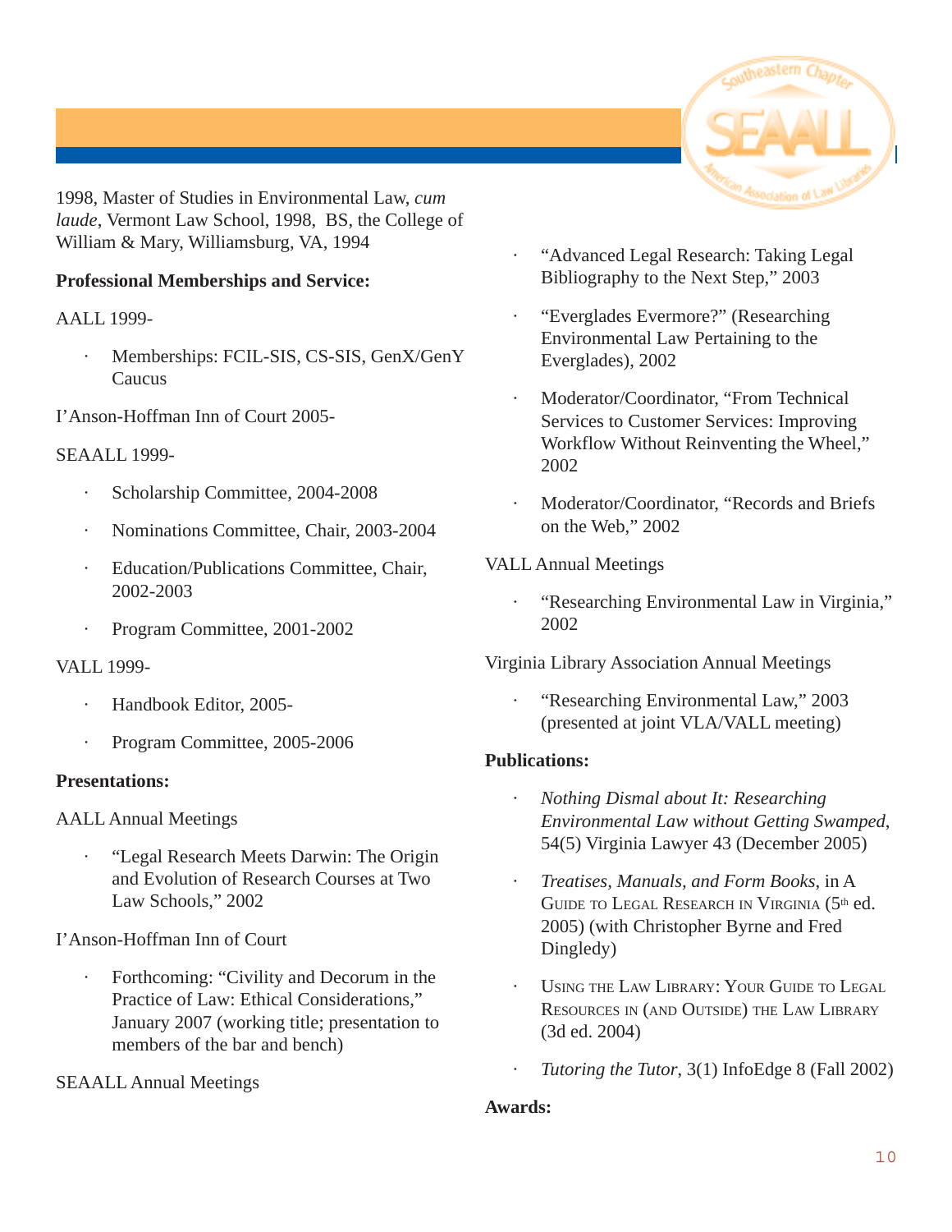1998, Master of Studies in Environmental Law, *cum laude*, Vermont Law School, 1998, BS, the College of William & Mary, Williamsburg, VA, 1994

**Professional Memberships and Service:**

AALL 1999-

- Memberships: FCIL-SIS, CS-SIS, GenX/GenY Caucus

I'Anson-Hoffman Inn of Court 2005-

SEAALL 1999-

- Scholarship Committee, 2004-2008
- Nominations Committee, Chair, 2003-2004
- Education/Publications Committee, Chair, 2002-2003
- Program Committee, 2001-2002

VALL 1999-

- Handbook Editor, 2005-
- Program Committee, 2005-2006

**Presentations:**

AALL Annual Meetings

- "Legal Research Meets Darwin: The Origin and Evolution of Research Courses at Two Law Schools," 2002

I'Anson-Hoffman Inn of Court

- Forthcoming: "Civility and Decorum in the Practice of Law: Ethical Considerations," January 2007 (working title; presentation to members of the bar and bench)

SEAALL Annual Meetings

- "Advanced Legal Research: Taking Legal Bibliography to the Next Step," 2003
- "Everglades Evermore?" (Researching Environmental Law Pertaining to the Everglades), 2002
- Moderator/Coordinator, "From Technical Services to Customer Services: Improving Workflow Without Reinventing the Wheel," 2002
- Moderator/Coordinator, "Records and Briefs on the Web," 2002

VALL Annual Meetings

- "Researching Environmental Law in Virginia," 2002

Virginia Library Association Annual Meetings

- "Researching Environmental Law," 2003 (presented at joint VLA/VALL meeting)

**Publications:**

- *Nothing Dismal about It: Researching Environmental Law without Getting Swamped*, 54(5) Virginia Lawyer 43 (December 2005)
- *Treatises, Manuals, and Form Books*, in A Guide to Legal Research in Virginia (5th ed. 2005) (with Christopher Byrne and Fred Dingledy)
- Using the Law Library: Your Guide to Legal Resources in (and Outside) the Law Library (3d ed. 2004)
- *Tutoring the Tutor*, 3(1) InfoEdge 8 (Fall 2002)

**Awards:**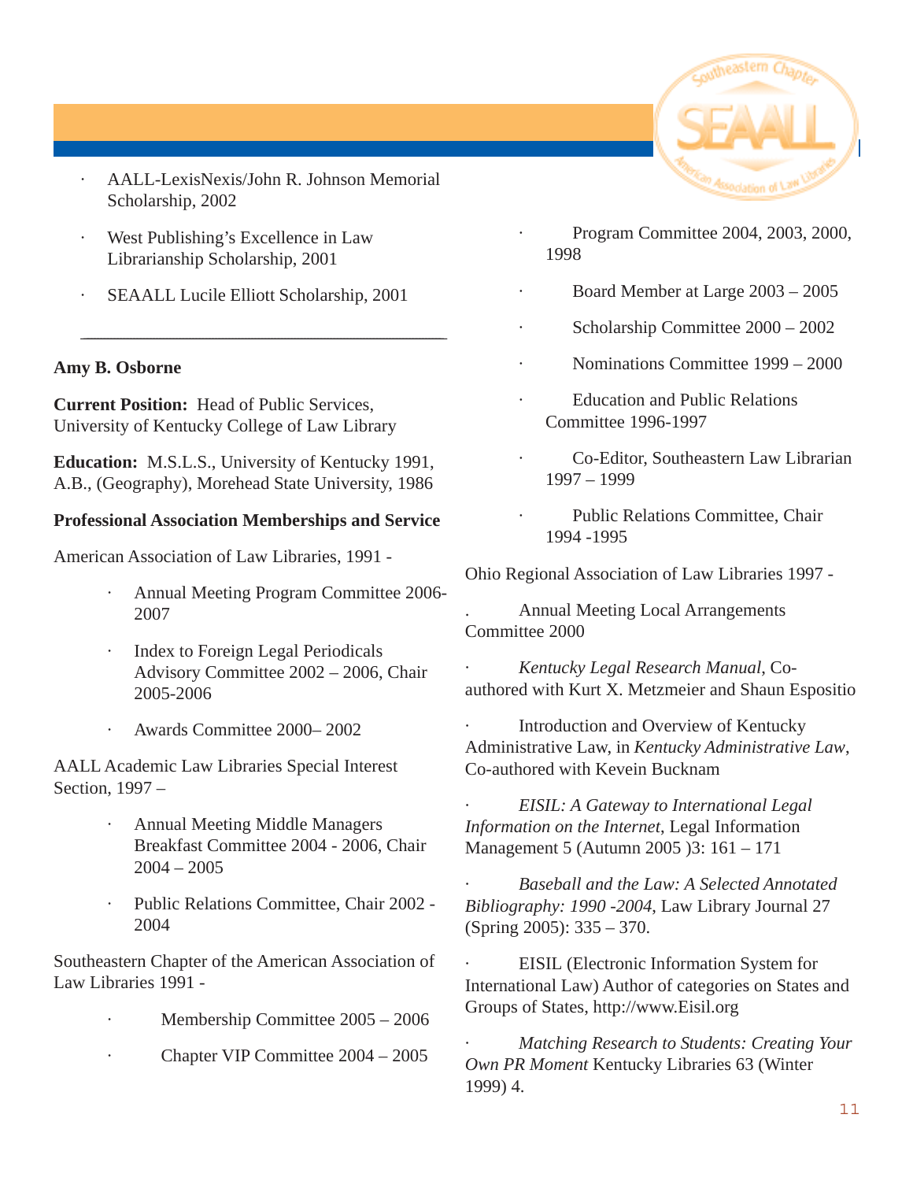- AALL-LexisNexis/John R. Johnson Memorial Scholarship, 2002
- West Publishing's Excellence in Law Librarianship Scholarship, 2001
- SEAALL Lucile Elliott Scholarship, 2001

---

**Amy B. Osborne**

**Current Position:** Head of Public Services, University of Kentucky College of Law Library

**Education:** M.S.L.S., University of Kentucky 1991, A.B., (Geography), Morehead State University, 1986

**Professional Association Memberships and Service**

American Association of Law Libraries, 1991 -

- Annual Meeting Program Committee 2006-2007
- Index to Foreign Legal Periodicals Advisory Committee 2002 – 2006, Chair 2005-2006
- Awards Committee 2000– 2002

AALL Academic Law Libraries Special Interest Section, 1997 –

- Annual Meeting Middle Managers Breakfast Committee 2004 - 2006, Chair 2004 – 2005
- Public Relations Committee, Chair 2002 - 2004

Southeastern Chapter of the American Association of Law Libraries 1991 -

- Membership Committee 2005 – 2006
- Chapter VIP Committee 2004 – 2005
- Program Committee 2004, 2003, 2000, 1998
- Board Member at Large 2003 – 2005
- Scholarship Committee 2000 – 2002
- Nominations Committee 1999 – 2000
- Education and Public Relations Committee 1996-1997
- Co-Editor, Southeastern Law Librarian 1997 – 1999
- Public Relations Committee, Chair 1994 -1995

Ohio Regional Association of Law Libraries 1997 -

- Annual Meeting Local Arrangements Committee 2000

- *Kentucky Legal Research Manual*, Co-authored with Kurt X. Metzmeier and Shaun Espositio
- Introduction and Overview of Kentucky Administrative Law, in *Kentucky Administrative Law*, Co-authored with Kevein Bucknam
- *EISIL: A Gateway to International Legal Information on the Internet*, Legal Information Management 5 (Autumn 2005 )3: 161 – 171
- *Baseball and the Law: A Selected Annotated Bibliography: 1990 -2004*, Law Library Journal 27 (Spring 2005): 335 – 370.
- EISIL (Electronic Information System for International Law) Author of categories on States and Groups of States, http://www.Eisil.org
- *Matching Research to Students: Creating Your Own PR Moment* Kentucky Libraries 63 (Winter 1999) 4.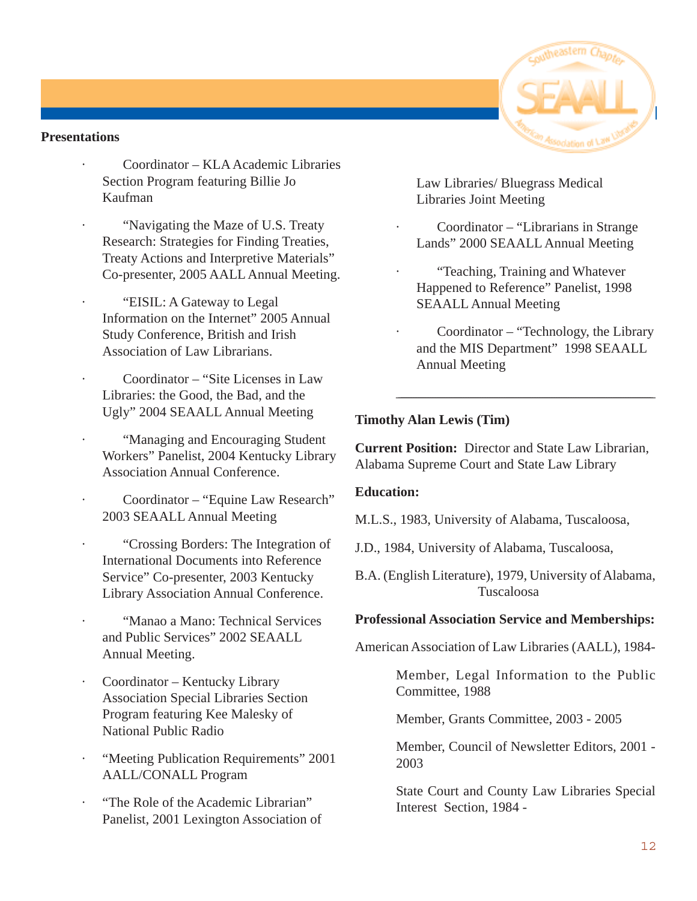**Presentations**

- Coordinator – KLA Academic Libraries Section Program featuring Billie Jo Kaufman
- "Navigating the Maze of U.S. Treaty Research: Strategies for Finding Treaties, Treaty Actions and Interpretive Materials" Co-presenter, 2005 AALL Annual Meeting.
- "EISIL: A Gateway to Legal Information on the Internet" 2005 Annual Study Conference, British and Irish Association of Law Librarians.
- Coordinator – "Site Licenses in Law Libraries: the Good, the Bad, and the Ugly" 2004 SEAALL Annual Meeting
- "Managing and Encouraging Student Workers" Panelist, 2004 Kentucky Library Association Annual Conference.
- Coordinator – "Equine Law Research" 2003 SEAALL Annual Meeting
- "Crossing Borders: The Integration of International Documents into Reference Service" Co-presenter, 2003 Kentucky Library Association Annual Conference.
- "Manao a Mano: Technical Services and Public Services" 2002 SEAALL Annual Meeting.
- Coordinator – Kentucky Library Association Special Libraries Section Program featuring Kee Malesky of National Public Radio
- "Meeting Publication Requirements" 2001 AALL/CONALL Program
- "The Role of the Academic Librarian" Panelist, 2001 Lexington Association of Law Libraries/ Bluegrass Medical Libraries Joint Meeting
- Coordinator – "Librarians in Strange Lands" 2000 SEAALL Annual Meeting
- "Teaching, Training and Whatever Happened to Reference" Panelist, 1998 SEAALL Annual Meeting
- Coordinator – "Technology, the Library and the MIS Department" 1998 SEAALL Annual Meeting

---

**Timothy Alan Lewis (Tim)**

**Current Position:** Director and State Law Librarian, Alabama Supreme Court and State Law Library

**Education:**

M.L.S., 1983, University of Alabama, Tuscaloosa,

J.D., 1984, University of Alabama, Tuscaloosa,

B.A. (English Literature), 1979, University of Alabama, Tuscaloosa

**Professional Association Service and Memberships:**

American Association of Law Libraries (AALL), 1984-

Member, Legal Information to the Public Committee, 1988

Member, Grants Committee, 2003 - 2005

Member, Council of Newsletter Editors, 2001 - 2003

State Court and County Law Libraries Special Interest Section, 1984 -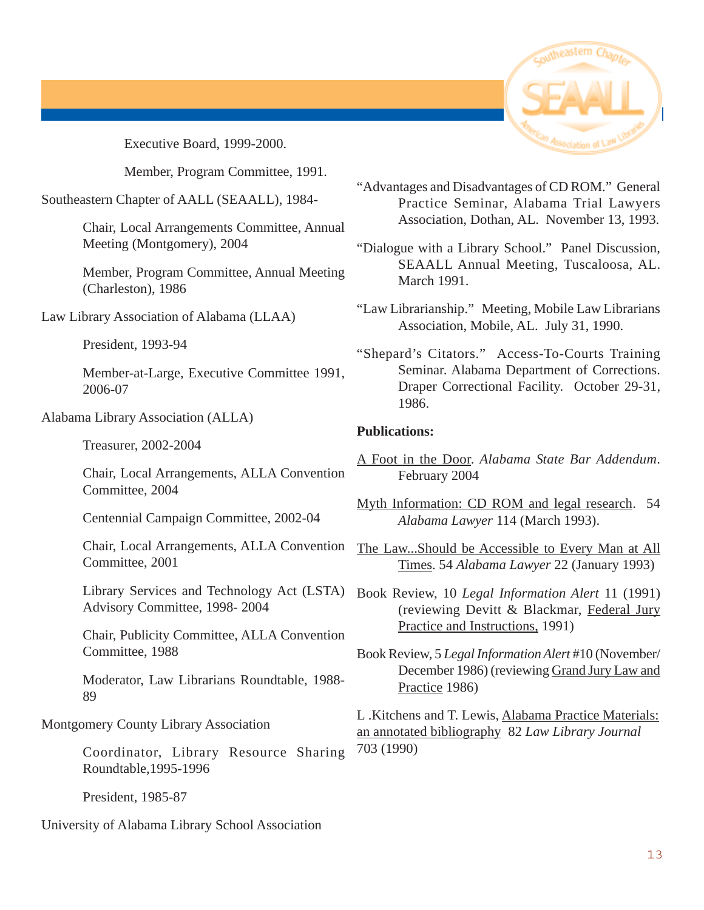Executive Board, 1999-2000.

Member, Program Committee, 1991.

Southeastern Chapter of AALL (SEAALL), 1984-

Chair, Local Arrangements Committee, Annual Meeting (Montgomery), 2004

Member, Program Committee, Annual Meeting (Charleston), 1986

Law Library Association of Alabama (LLAA)

President, 1993-94

Member-at-Large, Executive Committee 1991, 2006-07

Alabama Library Association (ALLA)

Treasurer, 2002-2004

Chair, Local Arrangements, ALLA Convention Committee, 2004

Centennial Campaign Committee, 2002-04

Chair, Local Arrangements, ALLA Convention Committee, 2001

Library Services and Technology Act (LSTA) Advisory Committee, 1998- 2004

Chair, Publicity Committee, ALLA Convention Committee, 1988

Moderator, Law Librarians Roundtable, 1988-89

Montgomery County Library Association

Coordinator, Library Resource Sharing Roundtable,1995-1996

President, 1985-87

University of Alabama Library School Association

"Advantages and Disadvantages of CD ROM." General Practice Seminar, Alabama Trial Lawyers Association, Dothan, AL. November 13, 1993.

"Dialogue with a Library School." Panel Discussion, SEAALL Annual Meeting, Tuscaloosa, AL. March 1991.

"Law Librarianship." Meeting, Mobile Law Librarians Association, Mobile, AL. July 31, 1990.

"Shepard's Citators." Access-To-Courts Training Seminar. Alabama Department of Corrections. Draper Correctional Facility. October 29-31, 1986.

**Publications:**

A Foot in the Door. *Alabama State Bar Addendum*. February 2004

Myth Information: CD ROM and legal research. 54 *Alabama Lawyer* 114 (March 1993).

The Law...Should be Accessible to Every Man at All Times. 54 *Alabama Lawyer* 22 (January 1993)

Book Review, 10 *Legal Information Alert* 11 (1991) (reviewing Devitt & Blackmar, Federal Jury Practice and Instructions, 1991)

Book Review, 5 *Legal Information Alert* #10 (November/December 1986) (reviewing Grand Jury Law and Practice 1986)

L .Kitchens and T. Lewis, Alabama Practice Materials: an annotated bibliography 82 *Law Library Journal* 703 (1990)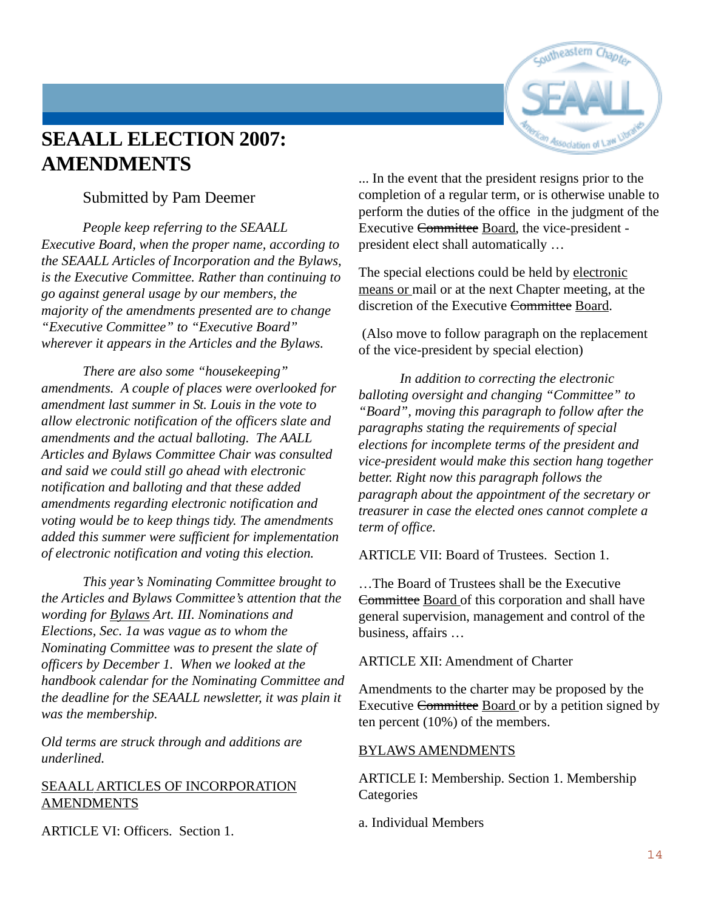# SEAALL ELECTION 2007: AMENDMENTS

Submitted by Pam Deemer

*People keep referring to the SEAALL Executive Board, when the proper name, according to the SEAALL Articles of Incorporation and the Bylaws, is the Executive Committee. Rather than continuing to go against general usage by our members, the majority of the amendments presented are to change "Executive Committee" to "Executive Board" wherever it appears in the Articles and the Bylaws.*

*There are also some "housekeeping" amendments. A couple of places were overlooked for amendment last summer in St. Louis in the vote to allow electronic notification of the officers slate and amendments and the actual balloting. The AALL Articles and Bylaws Committee Chair was consulted and said we could still go ahead with electronic notification and balloting and that these added amendments regarding electronic notification and voting would be to keep things tidy. The amendments added this summer were sufficient for implementation of electronic notification and voting this election.*

*This year's Nominating Committee brought to the Articles and Bylaws Committee's attention that the wording for <u>Bylaws</u> Art. III. Nominations and Elections, Sec. 1a was vague as to whom the Nominating Committee was to present the slate of officers by December 1. When we looked at the handbook calendar for the Nominating Committee and the deadline for the SEAALL newsletter, it was plain it was the membership.*

*Old terms are struck through and additions are underlined.*

<u>SEAALL ARTICLES OF INCORPORATION AMENDMENTS</u>

ARTICLE VI: Officers. Section 1.

... In the event that the president resigns prior to the completion of a regular term, or is otherwise unable to perform the duties of the office in the judgment of the Executive ~~Committee~~ <u>Board</u>, the vice-president - president elect shall automatically …

The special elections could be held by <u>electronic means or</u> mail or at the next Chapter meeting, at the discretion of the Executive ~~Committee~~ <u>Board</u>.

(Also move to follow paragraph on the replacement of the vice-president by special election)

*In addition to correcting the electronic balloting oversight and changing "Committee" to "Board", moving this paragraph to follow after the paragraphs stating the requirements of special elections for incomplete terms of the president and vice-president would make this section hang together better. Right now this paragraph follows the paragraph about the appointment of the secretary or treasurer in case the elected ones cannot complete a term of office.*

ARTICLE VII: Board of Trustees. Section 1.

…The Board of Trustees shall be the Executive ~~Committee~~ <u>Board</u> of this corporation and shall have general supervision, management and control of the business, affairs …

ARTICLE XII: Amendment of Charter

Amendments to the charter may be proposed by the Executive ~~Committee~~ <u>Board</u> or by a petition signed by ten percent (10%) of the members.

<u>BYLAWS AMENDMENTS</u>

ARTICLE I: Membership. Section 1. Membership Categories

a. Individual Members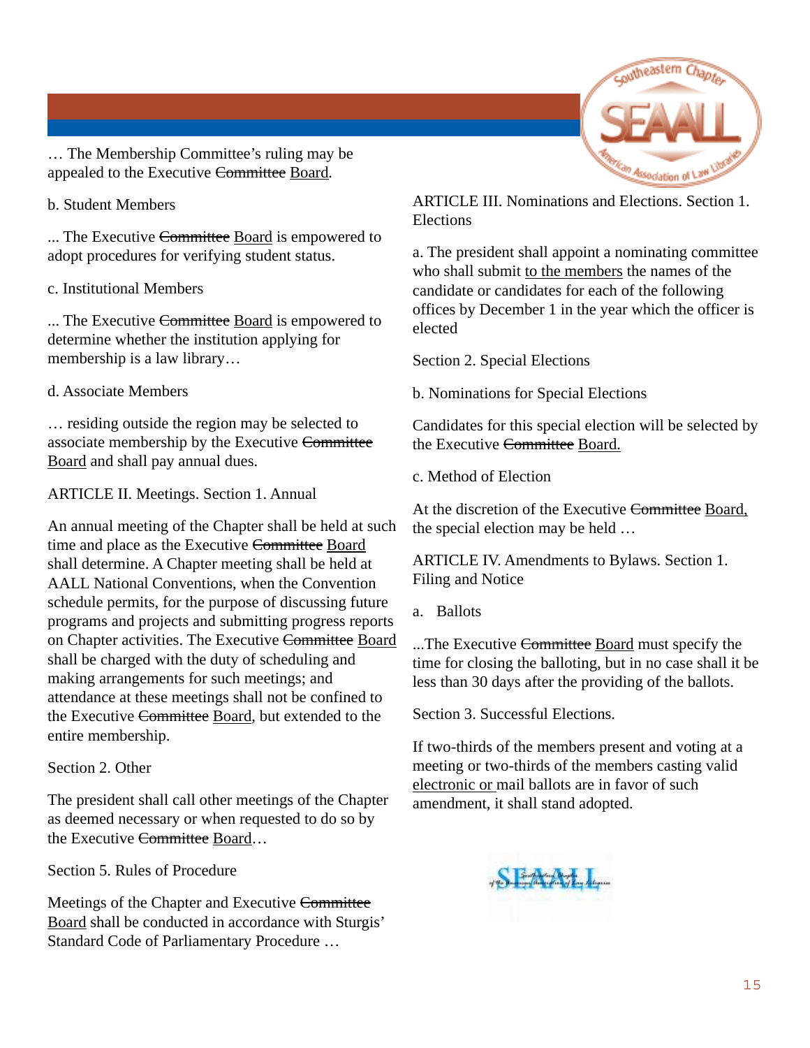… The Membership Committee's ruling may be appealed to the Executive ~~Committee~~ <u>Board</u>.

b. Student Members

... The Executive ~~Committee~~ <u>Board</u> is empowered to adopt procedures for verifying student status.

c. Institutional Members

... The Executive ~~Committee~~ <u>Board</u> is empowered to determine whether the institution applying for membership is a law library…

d. Associate Members

… residing outside the region may be selected to associate membership by the Executive ~~Committee~~ <u>Board</u> and shall pay annual dues.

ARTICLE II. Meetings. Section 1. Annual

An annual meeting of the Chapter shall be held at such time and place as the Executive ~~Committee~~ <u>Board</u> shall determine. A Chapter meeting shall be held at AALL National Conventions, when the Convention schedule permits, for the purpose of discussing future programs and projects and submitting progress reports on Chapter activities. The Executive ~~Committee~~ <u>Board</u> shall be charged with the duty of scheduling and making arrangements for such meetings; and attendance at these meetings shall not be confined to the Executive ~~Committee~~ <u>Board</u>, but extended to the entire membership.

Section 2. Other

The president shall call other meetings of the Chapter as deemed necessary or when requested to do so by the Executive ~~Committee~~ <u>Board</u>…

Section 5. Rules of Procedure

Meetings of the Chapter and Executive ~~Committee~~ <u>Board</u> shall be conducted in accordance with Sturgis' Standard Code of Parliamentary Procedure …

ARTICLE III. Nominations and Elections. Section 1. Elections

a. The president shall appoint a nominating committee who shall submit <u>to the members</u> the names of the candidate or candidates for each of the following offices by December 1 in the year which the officer is elected

Section 2. Special Elections

b. Nominations for Special Elections

Candidates for this special election will be selected by the Executive ~~Committee~~ <u>Board.</u>

c. Method of Election

At the discretion of the Executive ~~Committee~~ <u>Board,</u> the special election may be held …

ARTICLE IV. Amendments to Bylaws. Section 1. Filing and Notice

a. Ballots

...The Executive ~~Committee~~ <u>Board</u> must specify the time for closing the balloting, but in no case shall it be less than 30 days after the providing of the ballots.

Section 3. Successful Elections.

If two-thirds of the members present and voting at a meeting or two-thirds of the members casting valid <u>electronic or</u> mail ballots are in favor of such amendment, it shall stand adopted.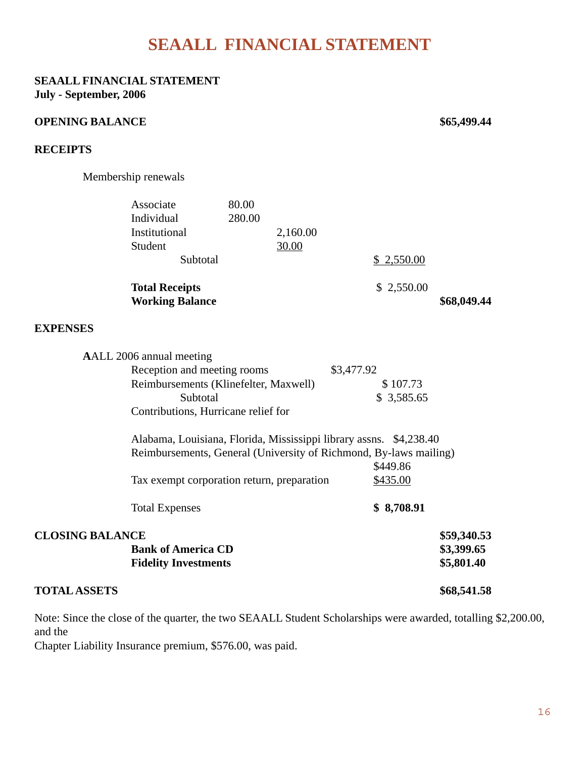# SEAALL FINANCIAL STATEMENT

**SEAALL FINANCIAL STATEMENT**
**July - September, 2006**

| | | | | |
|---|---|---|---|---|
| **OPENING BALANCE** | | | | **$65,499.44** |
| **RECEIPTS** | | | | |
| Membership renewals | | | | |
| Associate | 80.00 | | | |
| Individual | 280.00 | | | |
| Institutional | | 2,160.00 | | |
| Student | | 30.00 | | |
| Subtotal | | | $ 2,550.00 | |
| **Total Receipts** | | | $ 2,550.00 | |
| **Working Balance** | | | | **$68,049.44** |
| **EXPENSES** | | | | |
| AALL 2006 annual meeting | | | | |
| Reception and meeting rooms | | $3,477.92 | | |
| Reimbursements (Klinefelter, Maxwell) | | | $ 107.73 | |
| Subtotal | | | $ 3,585.65 | |
| Contributions, Hurricane relief for Alabama, Louisiana, Florida, Mississippi library assns. | | | $4,238.40 | |
| Reimbursements, General (University of Richmond, By-laws mailing) | | | $449.86 | |
| Tax exempt corporation return, preparation | | | $435.00 | |
| Total Expenses | | | **$ 8,708.91** | |
| **CLOSING BALANCE** | | | | **$59,340.53** |
| **Bank of America CD** | | | | **$3,399.65** |
| **Fidelity Investments** | | | | **$5,801.40** |
| **TOTAL ASSETS** | | | | **$68,541.58** |

Note: Since the close of the quarter, the two SEAALL Student Scholarships were awarded, totalling $2,200.00, and the
Chapter Liability Insurance premium, $576.00, was paid.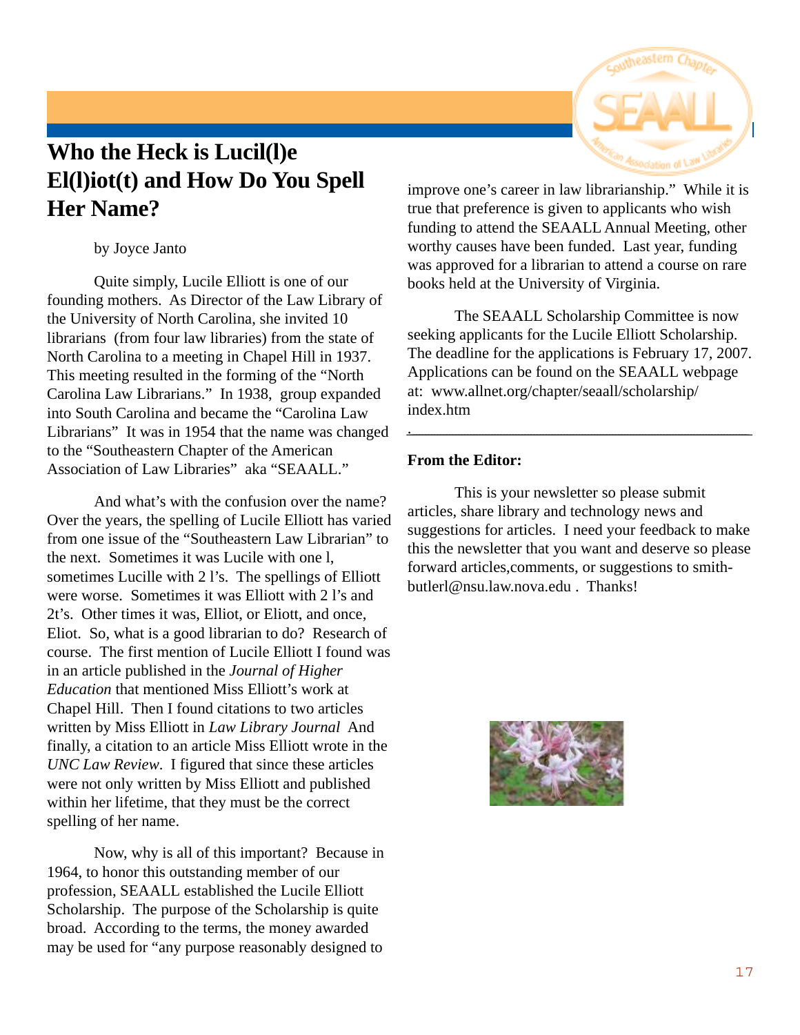## Who the Heck is Lucil(l)e El(l)iot(t) and How Do You Spell Her Name?

by Joyce Janto

Quite simply, Lucile Elliott is one of our founding mothers. As Director of the Law Library of the University of North Carolina, she invited 10 librarians (from four law libraries) from the state of North Carolina to a meeting in Chapel Hill in 1937. This meeting resulted in the forming of the "North Carolina Law Librarians." In 1938, group expanded into South Carolina and became the "Carolina Law Librarians" It was in 1954 that the name was changed to the "Southeastern Chapter of the American Association of Law Libraries" aka "SEAALL."

And what's with the confusion over the name? Over the years, the spelling of Lucile Elliott has varied from one issue of the "Southeastern Law Librarian" to the next. Sometimes it was Lucile with one l, sometimes Lucille with 2 l's. The spellings of Elliott were worse. Sometimes it was Elliott with 2 l's and 2t's. Other times it was, Elliot, or Eliott, and once, Eliot. So, what is a good librarian to do? Research of course. The first mention of Lucile Elliott I found was in an article published in the *Journal of Higher Education* that mentioned Miss Elliott's work at Chapel Hill. Then I found citations to two articles written by Miss Elliott in *Law Library Journal* And finally, a citation to an article Miss Elliott wrote in the *UNC Law Review*. I figured that since these articles were not only written by Miss Elliott and published within her lifetime, that they must be the correct spelling of her name.

Now, why is all of this important? Because in 1964, to honor this outstanding member of our profession, SEAALL established the Lucile Elliott Scholarship. The purpose of the Scholarship is quite broad. According to the terms, the money awarded may be used for "any purpose reasonably designed to improve one's career in law librarianship." While it is true that preference is given to applicants who wish funding to attend the SEAALL Annual Meeting, other worthy causes have been funded. Last year, funding was approved for a librarian to attend a course on rare books held at the University of Virginia.

The SEAALL Scholarship Committee is now seeking applicants for the Lucile Elliott Scholarship. The deadline for the applications is February 17, 2007. Applications can be found on the SEAALL webpage at: www.allnet.org/chapter/seaall/scholarship/index.htm

---

**From the Editor:**

This is your newsletter so please submit articles, share library and technology news and suggestions for articles. I need your feedback to make this the newsletter that you want and deserve so please forward articles,comments, or suggestions to smith-butlerl@nsu.law.nova.edu . Thanks!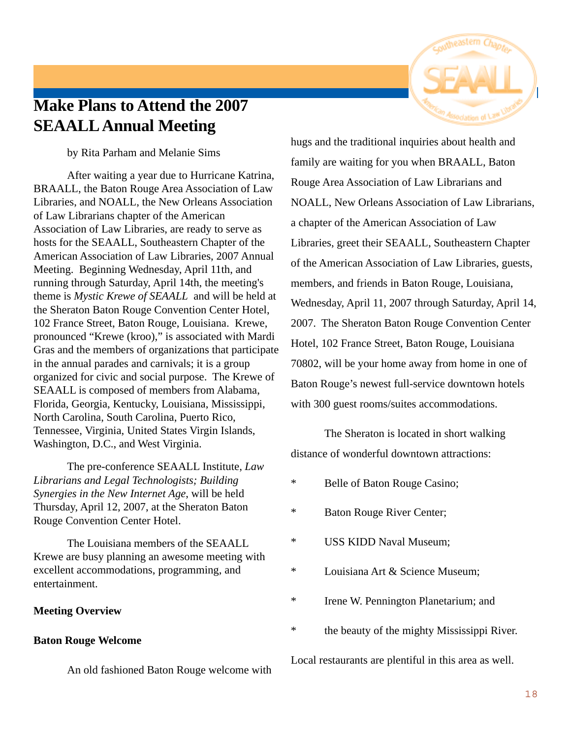# Make Plans to Attend the 2007 SEAALL Annual Meeting

by Rita Parham and Melanie Sims

After waiting a year due to Hurricane Katrina, BRAALL, the Baton Rouge Area Association of Law Libraries, and NOALL, the New Orleans Association of Law Librarians chapter of the American Association of Law Libraries, are ready to serve as hosts for the SEAALL, Southeastern Chapter of the American Association of Law Libraries, 2007 Annual Meeting. Beginning Wednesday, April 11th, and running through Saturday, April 14th, the meeting's theme is *Mystic Krewe of SEAALL* and will be held at the Sheraton Baton Rouge Convention Center Hotel, 102 France Street, Baton Rouge, Louisiana. Krewe, pronounced "Krewe (kroo)," is associated with Mardi Gras and the members of organizations that participate in the annual parades and carnivals; it is a group organized for civic and social purpose. The Krewe of SEAALL is composed of members from Alabama, Florida, Georgia, Kentucky, Louisiana, Mississippi, North Carolina, South Carolina, Puerto Rico, Tennessee, Virginia, United States Virgin Islands, Washington, D.C., and West Virginia.

The pre-conference SEAALL Institute, *Law Librarians and Legal Technologists; Building Synergies in the New Internet Age*, will be held Thursday, April 12, 2007, at the Sheraton Baton Rouge Convention Center Hotel.

The Louisiana members of the SEAALL Krewe are busy planning an awesome meeting with excellent accommodations, programming, and entertainment.

**Meeting Overview**

**Baton Rouge Welcome**

An old fashioned Baton Rouge welcome with hugs and the traditional inquiries about health and family are waiting for you when BRAALL, Baton Rouge Area Association of Law Librarians and NOALL, New Orleans Association of Law Librarians, a chapter of the American Association of Law Libraries, greet their SEAALL, Southeastern Chapter of the American Association of Law Libraries, guests, members, and friends in Baton Rouge, Louisiana, Wednesday, April 11, 2007 through Saturday, April 14, 2007. The Sheraton Baton Rouge Convention Center Hotel, 102 France Street, Baton Rouge, Louisiana 70802, will be your home away from home in one of Baton Rouge's newest full-service downtown hotels with 300 guest rooms/suites accommodations.

The Sheraton is located in short walking distance of wonderful downtown attractions:

* Belle of Baton Rouge Casino;
* Baton Rouge River Center;
* USS KIDD Naval Museum;
* Louisiana Art & Science Museum;
* Irene W. Pennington Planetarium; and
* the beauty of the mighty Mississippi River.

Local restaurants are plentiful in this area as well.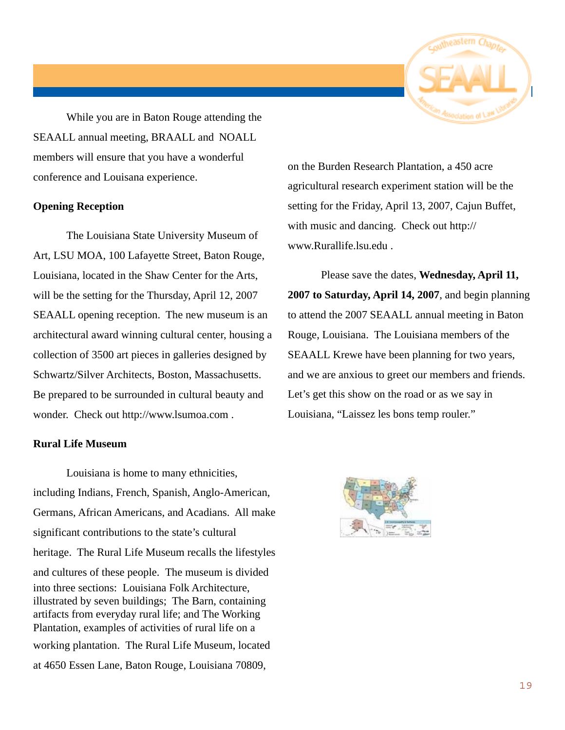While you are in Baton Rouge attending the SEAALL annual meeting, BRAALL and NOALL members will ensure that you have a wonderful conference and Louisana experience.

**Opening Reception**

The Louisiana State University Museum of Art, LSU MOA, 100 Lafayette Street, Baton Rouge, Louisiana, located in the Shaw Center for the Arts, will be the setting for the Thursday, April 12, 2007 SEAALL opening reception. The new museum is an architectural award winning cultural center, housing a collection of 3500 art pieces in galleries designed by Schwartz/Silver Architects, Boston, Massachusetts. Be prepared to be surrounded in cultural beauty and wonder. Check out http://www.lsumoa.com .

**Rural Life Museum**

Louisiana is home to many ethnicities, including Indians, French, Spanish, Anglo-American, Germans, African Americans, and Acadians. All make significant contributions to the state's cultural heritage. The Rural Life Museum recalls the lifestyles and cultures of these people. The museum is divided into three sections: Louisiana Folk Architecture, illustrated by seven buildings; The Barn, containing artifacts from everyday rural life; and The Working Plantation, examples of activities of rural life on a working plantation. The Rural Life Museum, located at 4650 Essen Lane, Baton Rouge, Louisiana 70809, on the Burden Research Plantation, a 450 acre agricultural research experiment station will be the setting for the Friday, April 13, 2007, Cajun Buffet, with music and dancing. Check out http://www.Rurallife.lsu.edu .

Please save the dates, **Wednesday, April 11, 2007 to Saturday, April 14, 2007**, and begin planning to attend the 2007 SEAALL annual meeting in Baton Rouge, Louisiana. The Louisiana members of the SEAALL Krewe have been planning for two years, and we are anxious to greet our members and friends. Let's get this show on the road or as we say in Louisiana, "Laissez les bons temp rouler."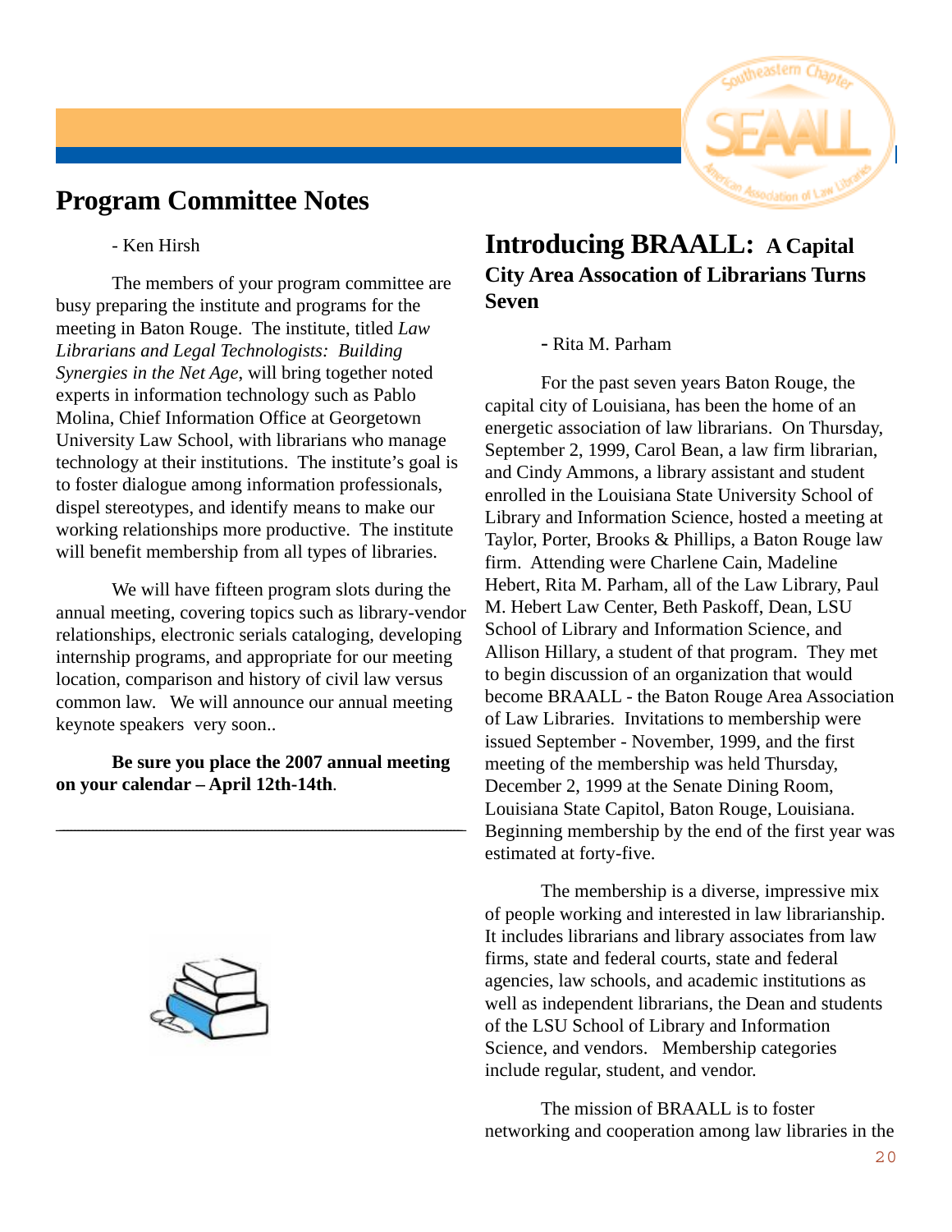## Program Committee Notes

- Ken Hirsh

The members of your program committee are busy preparing the institute and programs for the meeting in Baton Rouge. The institute, titled *Law Librarians and Legal Technologists: Building Synergies in the Net Age*, will bring together noted experts in information technology such as Pablo Molina, Chief Information Office at Georgetown University Law School, with librarians who manage technology at their institutions. The institute's goal is to foster dialogue among information professionals, dispel stereotypes, and identify means to make our working relationships more productive. The institute will benefit membership from all types of libraries.

We will have fifteen program slots during the annual meeting, covering topics such as library-vendor relationships, electronic serials cataloging, developing internship programs, and appropriate for our meeting location, comparison and history of civil law versus common law. We will announce our annual meeting keynote speakers very soon..

**Be sure you place the 2007 annual meeting on your calendar – April 12th-14th**.

---

## Introducing BRAALL: A Capital City Area Assocation of Librarians Turns Seven

- Rita M. Parham

For the past seven years Baton Rouge, the capital city of Louisiana, has been the home of an energetic association of law librarians. On Thursday, September 2, 1999, Carol Bean, a law firm librarian, and Cindy Ammons, a library assistant and student enrolled in the Louisiana State University School of Library and Information Science, hosted a meeting at Taylor, Porter, Brooks & Phillips, a Baton Rouge law firm. Attending were Charlene Cain, Madeline Hebert, Rita M. Parham, all of the Law Library, Paul M. Hebert Law Center, Beth Paskoff, Dean, LSU School of Library and Information Science, and Allison Hillary, a student of that program. They met to begin discussion of an organization that would become BRAALL - the Baton Rouge Area Association of Law Libraries. Invitations to membership were issued September - November, 1999, and the first meeting of the membership was held Thursday, December 2, 1999 at the Senate Dining Room, Louisiana State Capitol, Baton Rouge, Louisiana. Beginning membership by the end of the first year was estimated at forty-five.

The membership is a diverse, impressive mix of people working and interested in law librarianship. It includes librarians and library associates from law firms, state and federal courts, state and federal agencies, law schools, and academic institutions as well as independent librarians, the Dean and students of the LSU School of Library and Information Science, and vendors. Membership categories include regular, student, and vendor.

The mission of BRAALL is to foster networking and cooperation among law libraries in the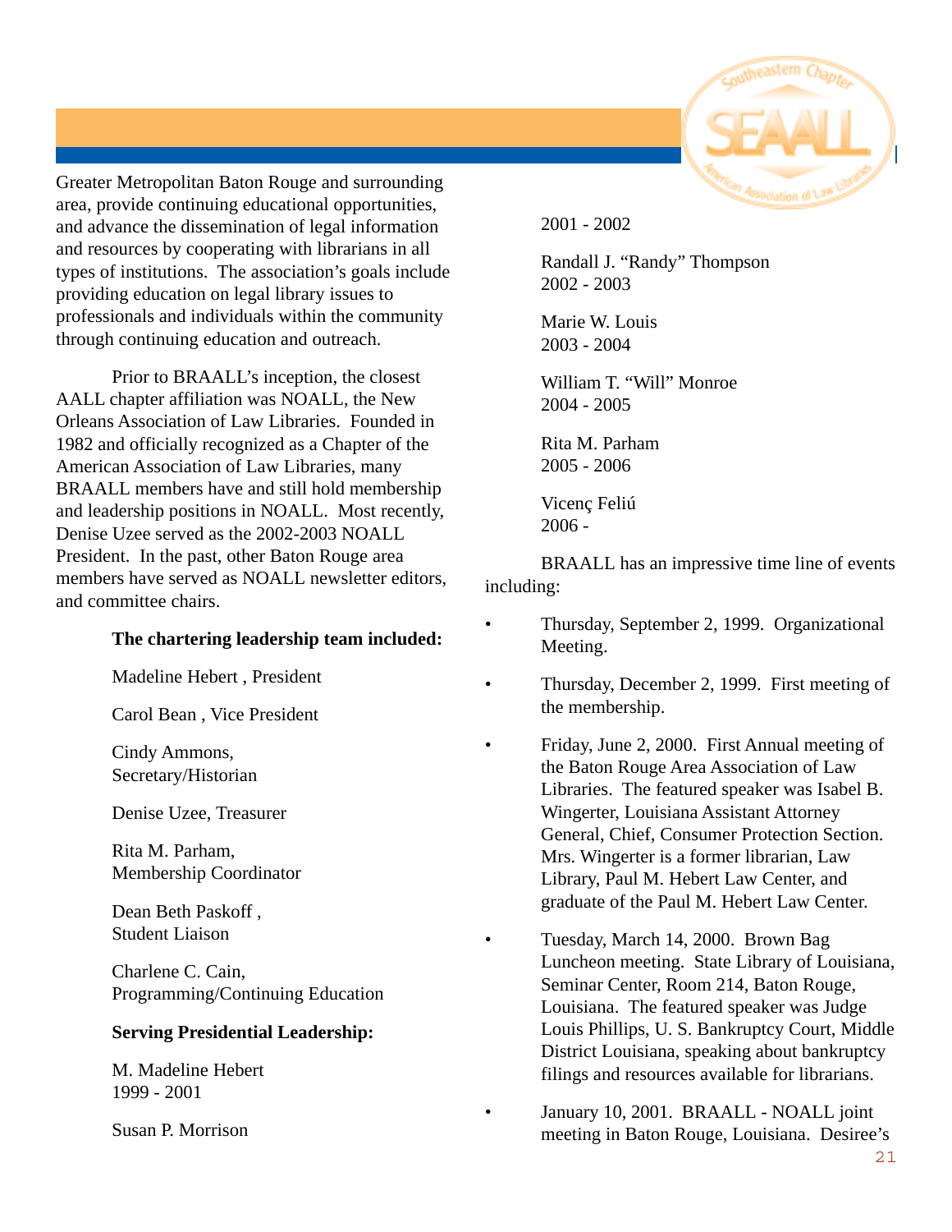Greater Metropolitan Baton Rouge and surrounding area, provide continuing educational opportunities, and advance the dissemination of legal information and resources by cooperating with librarians in all types of institutions. The association's goals include providing education on legal library issues to professionals and individuals within the community through continuing education and outreach.

Prior to BRAALL's inception, the closest AALL chapter affiliation was NOALL, the New Orleans Association of Law Libraries. Founded in 1982 and officially recognized as a Chapter of the American Association of Law Libraries, many BRAALL members have and still hold membership and leadership positions in NOALL. Most recently, Denise Uzee served as the 2002-2003 NOALL President. In the past, other Baton Rouge area members have served as NOALL newsletter editors, and committee chairs.

**The chartering leadership team included:**

Madeline Hebert , President

Carol Bean , Vice President

Cindy Ammons, Secretary/Historian

Denise Uzee, Treasurer

Rita M. Parham, Membership Coordinator

Dean Beth Paskoff , Student Liaison

Charlene C. Cain, Programming/Continuing Education

**Serving Presidential Leadership:**

M. Madeline Hebert
1999 - 2001

Susan P. Morrison
2001 - 2002

Randall J. "Randy" Thompson
2002 - 2003

Marie W. Louis
2003 - 2004

William T. "Will" Monroe
2004 - 2005

Rita M. Parham
2005 - 2006

Vicenç Feliú
2006 -

BRAALL has an impressive time line of events including:

- Thursday, September 2, 1999. Organizational Meeting.
- Thursday, December 2, 1999. First meeting of the membership.
- Friday, June 2, 2000. First Annual meeting of the Baton Rouge Area Association of Law Libraries. The featured speaker was Isabel B. Wingerter, Louisiana Assistant Attorney General, Chief, Consumer Protection Section. Mrs. Wingerter is a former librarian, Law Library, Paul M. Hebert Law Center, and graduate of the Paul M. Hebert Law Center.
- Tuesday, March 14, 2000. Brown Bag Luncheon meeting. State Library of Louisiana, Seminar Center, Room 214, Baton Rouge, Louisiana. The featured speaker was Judge Louis Phillips, U. S. Bankruptcy Court, Middle District Louisiana, speaking about bankruptcy filings and resources available for librarians.
- January 10, 2001. BRAALL - NOALL joint meeting in Baton Rouge, Louisiana. Desiree's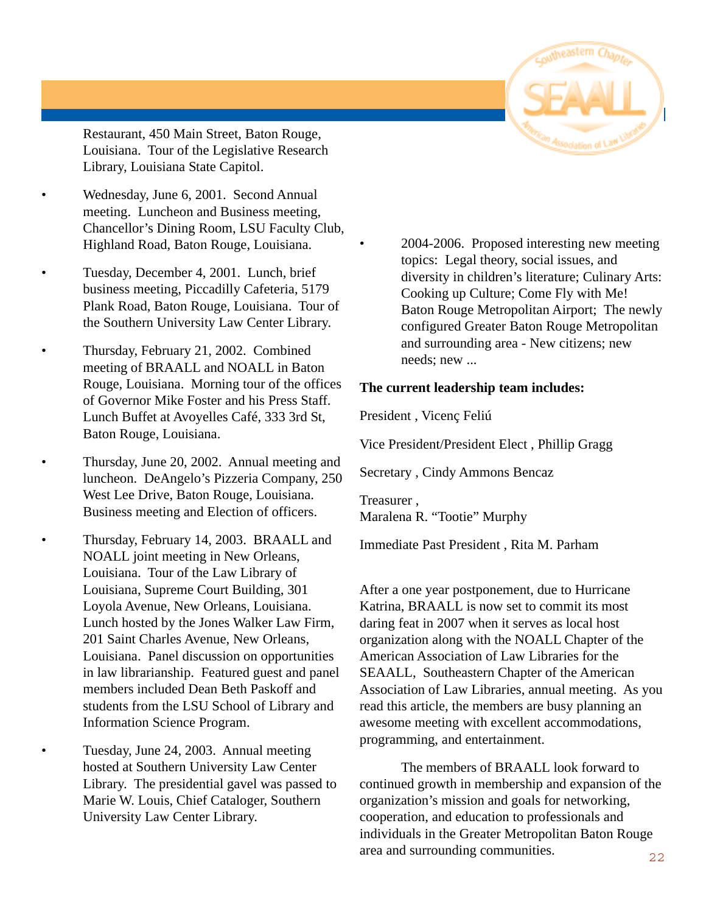Restaurant, 450 Main Street, Baton Rouge, Louisiana. Tour of the Legislative Research Library, Louisiana State Capitol.

- Wednesday, June 6, 2001. Second Annual meeting. Luncheon and Business meeting, Chancellor's Dining Room, LSU Faculty Club, Highland Road, Baton Rouge, Louisiana.
- Tuesday, December 4, 2001. Lunch, brief business meeting, Piccadilly Cafeteria, 5179 Plank Road, Baton Rouge, Louisiana. Tour of the Southern University Law Center Library.
- Thursday, February 21, 2002. Combined meeting of BRAALL and NOALL in Baton Rouge, Louisiana. Morning tour of the offices of Governor Mike Foster and his Press Staff. Lunch Buffet at Avoyelles Café, 333 3rd St, Baton Rouge, Louisiana.
- Thursday, June 20, 2002. Annual meeting and luncheon. DeAngelo's Pizzeria Company, 250 West Lee Drive, Baton Rouge, Louisiana. Business meeting and Election of officers.
- Thursday, February 14, 2003. BRAALL and NOALL joint meeting in New Orleans, Louisiana. Tour of the Law Library of Louisiana, Supreme Court Building, 301 Loyola Avenue, New Orleans, Louisiana. Lunch hosted by the Jones Walker Law Firm, 201 Saint Charles Avenue, New Orleans, Louisiana. Panel discussion on opportunities in law librarianship. Featured guest and panel members included Dean Beth Paskoff and students from the LSU School of Library and Information Science Program.
- Tuesday, June 24, 2003. Annual meeting hosted at Southern University Law Center Library. The presidential gavel was passed to Marie W. Louis, Chief Cataloger, Southern University Law Center Library.
- 2004-2006. Proposed interesting new meeting topics: Legal theory, social issues, and diversity in children's literature; Culinary Arts: Cooking up Culture; Come Fly with Me! Baton Rouge Metropolitan Airport; The newly configured Greater Baton Rouge Metropolitan and surrounding area - New citizens; new needs; new ...

**The current leadership team includes:**

President , Vicenç Feliú

Vice President/President Elect , Phillip Gragg

Secretary , Cindy Ammons Bencaz

Treasurer ,
Maralena R. "Tootie" Murphy

Immediate Past President , Rita M. Parham

After a one year postponement, due to Hurricane Katrina, BRAALL is now set to commit its most daring feat in 2007 when it serves as local host organization along with the NOALL Chapter of the American Association of Law Libraries for the SEAALL, Southeastern Chapter of the American Association of Law Libraries, annual meeting. As you read this article, the members are busy planning an awesome meeting with excellent accommodations, programming, and entertainment.

The members of BRAALL look forward to continued growth in membership and expansion of the organization's mission and goals for networking, cooperation, and education to professionals and individuals in the Greater Metropolitan Baton Rouge area and surrounding communities.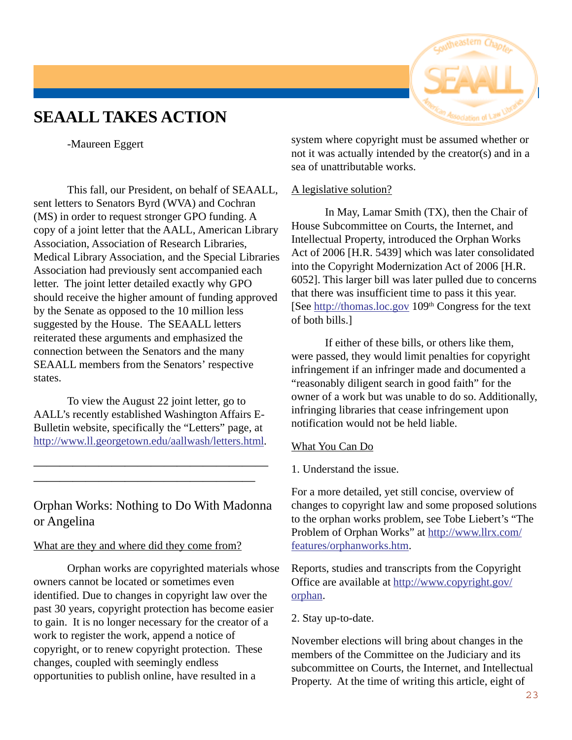# SEAALL TAKES ACTION

-Maureen Eggert

This fall, our President, on behalf of SEAALL, sent letters to Senators Byrd (WVA) and Cochran (MS) in order to request stronger GPO funding. A copy of a joint letter that the AALL, American Library Association, Association of Research Libraries, Medical Library Association, and the Special Libraries Association had previously sent accompanied each letter. The joint letter detailed exactly why GPO should receive the higher amount of funding approved by the Senate as opposed to the 10 million less suggested by the House. The SEAALL letters reiterated these arguments and emphasized the connection between the Senators and the many SEAALL members from the Senators' respective states.

To view the August 22 joint letter, go to AALL's recently established Washington Affairs E-Bulletin website, specifically the "Letters" page, at http://www.ll.georgetown.edu/aallwash/letters.html.

---

## Orphan Works: Nothing to Do With Madonna or Angelina

What are they and where did they come from?

Orphan works are copyrighted materials whose owners cannot be located or sometimes even identified. Due to changes in copyright law over the past 30 years, copyright protection has become easier to gain. It is no longer necessary for the creator of a work to register the work, append a notice of copyright, or to renew copyright protection. These changes, coupled with seemingly endless opportunities to publish online, have resulted in a system where copyright must be assumed whether or not it was actually intended by the creator(s) and in a sea of unattributable works.

A legislative solution?

In May, Lamar Smith (TX), then the Chair of House Subcommittee on Courts, the Internet, and Intellectual Property, introduced the Orphan Works Act of 2006 [H.R. 5439] which was later consolidated into the Copyright Modernization Act of 2006 [H.R. 6052]. This larger bill was later pulled due to concerns that there was insufficient time to pass it this year. [See http://thomas.loc.gov 109th Congress for the text of both bills.]

If either of these bills, or others like them, were passed, they would limit penalties for copyright infringement if an infringer made and documented a "reasonably diligent search in good faith" for the owner of a work but was unable to do so. Additionally, infringing libraries that cease infringement upon notification would not be held liable.

What You Can Do

1. Understand the issue.

For a more detailed, yet still concise, overview of changes to copyright law and some proposed solutions to the orphan works problem, see Tobe Liebert's "The Problem of Orphan Works" at http://www.llrx.com/features/orphanworks.htm.

Reports, studies and transcripts from the Copyright Office are available at http://www.copyright.gov/orphan.

2. Stay up-to-date.

November elections will bring about changes in the members of the Committee on the Judiciary and its subcommittee on Courts, the Internet, and Intellectual Property. At the time of writing this article, eight of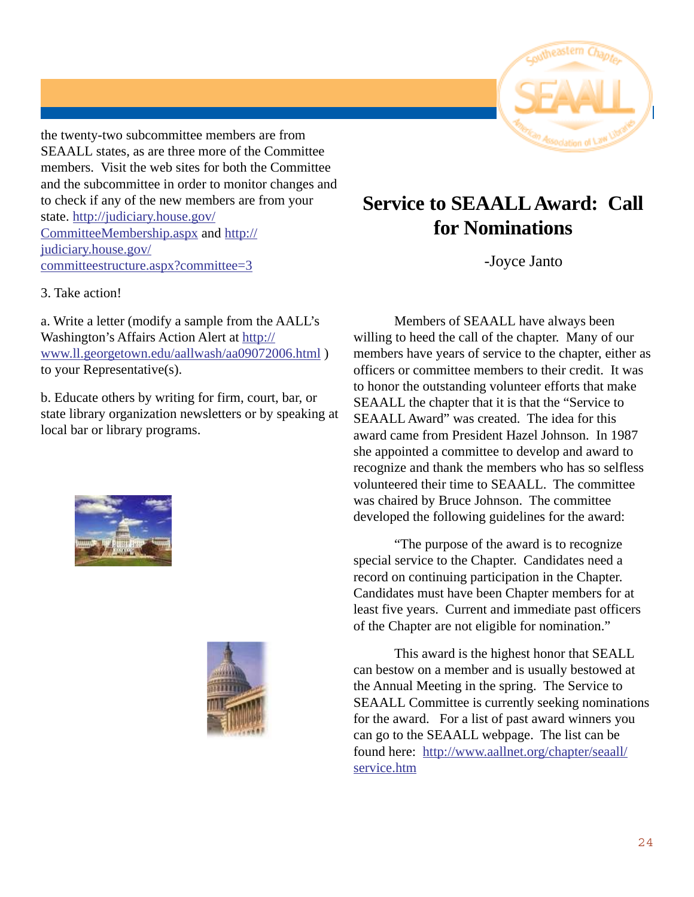the twenty-two subcommittee members are from SEAALL states, as are three more of the Committee members. Visit the web sites for both the Committee and the subcommittee in order to monitor changes and to check if any of the new members are from your state. http://judiciary.house.gov/CommitteeMembership.aspx and http://judiciary.house.gov/committeestructure.aspx?committee=3

3. Take action!

a. Write a letter (modify a sample from the AALL's Washington's Affairs Action Alert at http://www.ll.georgetown.edu/aallwash/aa09072006.html ) to your Representative(s).

b. Educate others by writing for firm, court, bar, or state library organization newsletters or by speaking at local bar or library programs.

## Service to SEAALL Award: Call for Nominations

-Joyce Janto

Members of SEAALL have always been willing to heed the call of the chapter. Many of our members have years of service to the chapter, either as officers or committee members to their credit. It was to honor the outstanding volunteer efforts that make SEAALL the chapter that it is that the "Service to SEAALL Award" was created. The idea for this award came from President Hazel Johnson. In 1987 she appointed a committee to develop and award to recognize and thank the members who has so selfless volunteered their time to SEAALL. The committee was chaired by Bruce Johnson. The committee developed the following guidelines for the award:

"The purpose of the award is to recognize special service to the Chapter. Candidates need a record on continuing participation in the Chapter. Candidates must have been Chapter members for at least five years. Current and immediate past officers of the Chapter are not eligible for nomination."

This award is the highest honor that SEALL can bestow on a member and is usually bestowed at the Annual Meeting in the spring. The Service to SEAALL Committee is currently seeking nominations for the award. For a list of past award winners you can go to the SEAALL webpage. The list can be found here: http://www.aallnet.org/chapter/seaall/service.htm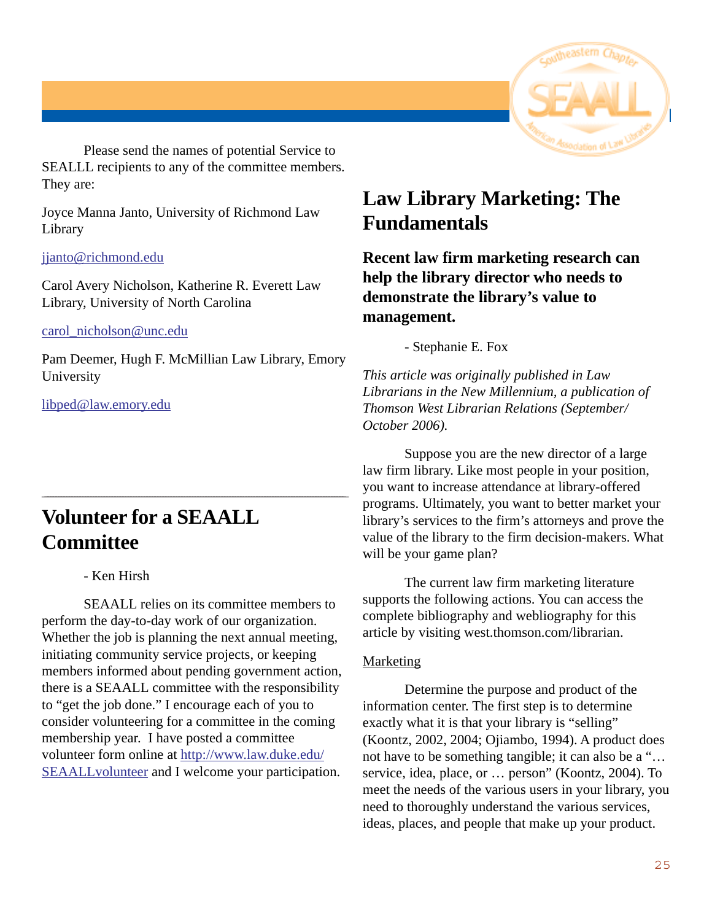Please send the names of potential Service to SEALLL recipients to any of the committee members. They are:

Joyce Manna Janto, University of Richmond Law Library

jjanto@richmond.edu

Carol Avery Nicholson, Katherine R. Everett Law Library, University of North Carolina

carol_nicholson@unc.edu

Pam Deemer, Hugh F. McMillian Law Library, Emory University

libped@law.emory.edu

---

## Volunteer for a SEAALL Committee

- Ken Hirsh

SEAALL relies on its committee members to perform the day-to-day work of our organization. Whether the job is planning the next annual meeting, initiating community service projects, or keeping members informed about pending government action, there is a SEAALL committee with the responsibility to "get the job done." I encourage each of you to consider volunteering for a committee in the coming membership year. I have posted a committee volunteer form online at http://www.law.duke.edu/SEAALLvolunteer and I welcome your participation.

## Law Library Marketing: The Fundamentals

**Recent law firm marketing research can help the library director who needs to demonstrate the library's value to management.**

- Stephanie E. Fox

*This article was originally published in Law Librarians in the New Millennium, a publication of Thomson West Librarian Relations (September/October 2006).*

Suppose you are the new director of a large law firm library. Like most people in your position, you want to increase attendance at library-offered programs. Ultimately, you want to better market your library's services to the firm's attorneys and prove the value of the library to the firm decision-makers. What will be your game plan?

The current law firm marketing literature supports the following actions. You can access the complete bibliography and webliography for this article by visiting west.thomson.com/librarian.

Marketing

Determine the purpose and product of the information center. The first step is to determine exactly what it is that your library is "selling" (Koontz, 2002, 2004; Ojiambo, 1994). A product does not have to be something tangible; it can also be a "… service, idea, place, or … person" (Koontz, 2004). To meet the needs of the various users in your library, you need to thoroughly understand the various services, ideas, places, and people that make up your product.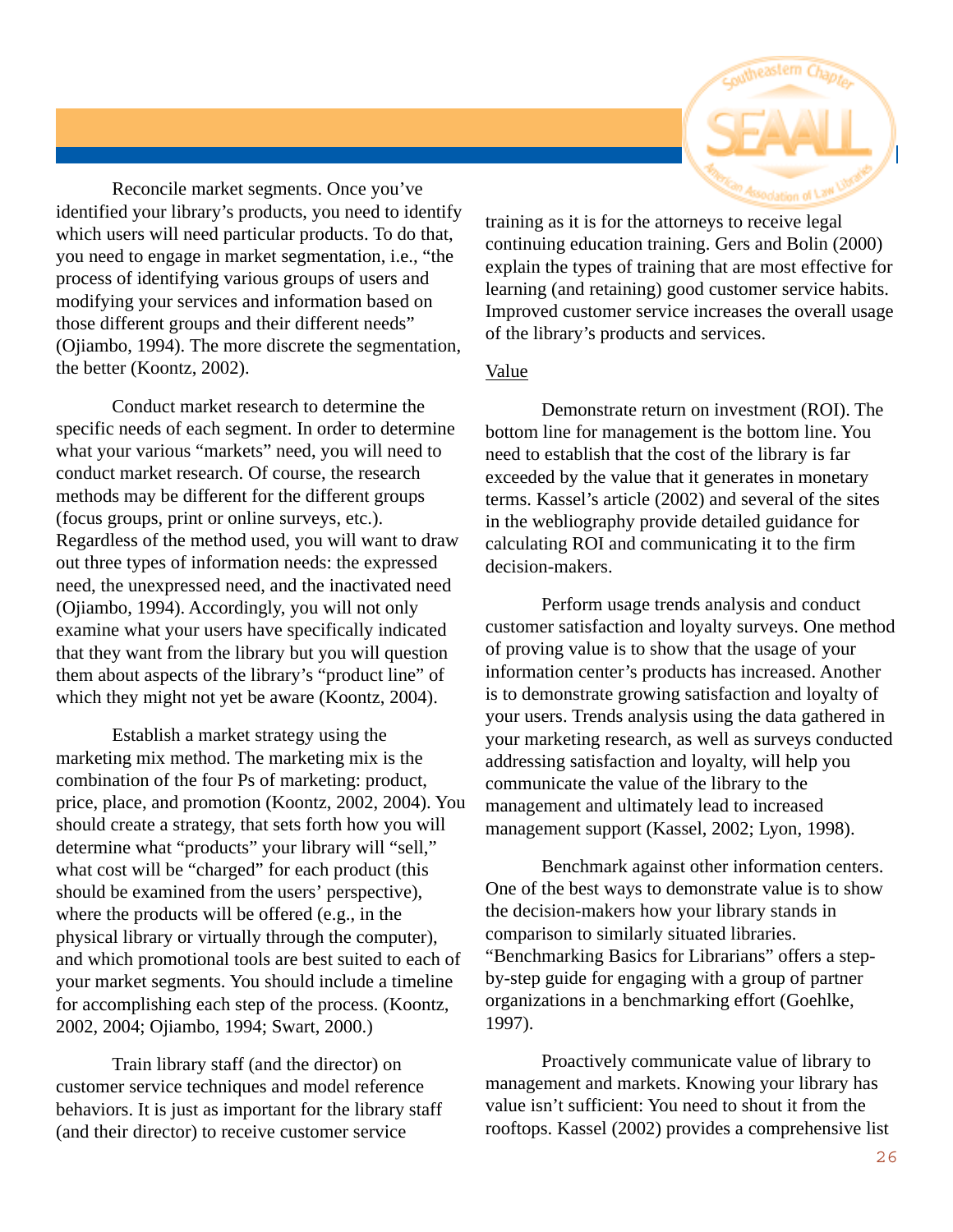Reconcile market segments. Once you've identified your library's products, you need to identify which users will need particular products. To do that, you need to engage in market segmentation, i.e., "the process of identifying various groups of users and modifying your services and information based on those different groups and their different needs" (Ojiambo, 1994). The more discrete the segmentation, the better (Koontz, 2002).

Conduct market research to determine the specific needs of each segment. In order to determine what your various "markets" need, you will need to conduct market research. Of course, the research methods may be different for the different groups (focus groups, print or online surveys, etc.). Regardless of the method used, you will want to draw out three types of information needs: the expressed need, the unexpressed need, and the inactivated need (Ojiambo, 1994). Accordingly, you will not only examine what your users have specifically indicated that they want from the library but you will question them about aspects of the library's "product line" of which they might not yet be aware (Koontz, 2004).

Establish a market strategy using the marketing mix method. The marketing mix is the combination of the four Ps of marketing: product, price, place, and promotion (Koontz, 2002, 2004). You should create a strategy, that sets forth how you will determine what "products" your library will "sell," what cost will be "charged" for each product (this should be examined from the users' perspective), where the products will be offered (e.g., in the physical library or virtually through the computer), and which promotional tools are best suited to each of your market segments. You should include a timeline for accomplishing each step of the process. (Koontz, 2002, 2004; Ojiambo, 1994; Swart, 2000.)

Train library staff (and the director) on customer service techniques and model reference behaviors. It is just as important for the library staff (and their director) to receive customer service training as it is for the attorneys to receive legal continuing education training. Gers and Bolin (2000) explain the types of training that are most effective for learning (and retaining) good customer service habits. Improved customer service increases the overall usage of the library's products and services.

<u>Value</u>

Demonstrate return on investment (ROI). The bottom line for management is the bottom line. You need to establish that the cost of the library is far exceeded by the value that it generates in monetary terms. Kassel's article (2002) and several of the sites in the webliography provide detailed guidance for calculating ROI and communicating it to the firm decision-makers.

Perform usage trends analysis and conduct customer satisfaction and loyalty surveys. One method of proving value is to show that the usage of your information center's products has increased. Another is to demonstrate growing satisfaction and loyalty of your users. Trends analysis using the data gathered in your marketing research, as well as surveys conducted addressing satisfaction and loyalty, will help you communicate the value of the library to the management and ultimately lead to increased management support (Kassel, 2002; Lyon, 1998).

Benchmark against other information centers. One of the best ways to demonstrate value is to show the decision-makers how your library stands in comparison to similarly situated libraries. "Benchmarking Basics for Librarians" offers a step-by-step guide for engaging with a group of partner organizations in a benchmarking effort (Goehlke, 1997).

Proactively communicate value of library to management and markets. Knowing your library has value isn't sufficient: You need to shout it from the rooftops. Kassel (2002) provides a comprehensive list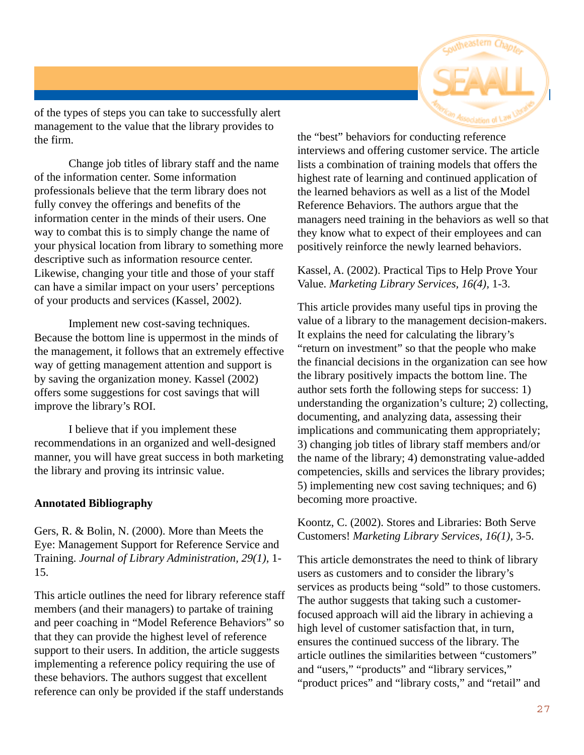of the types of steps you can take to successfully alert management to the value that the library provides to the firm.

Change job titles of library staff and the name of the information center. Some information professionals believe that the term library does not fully convey the offerings and benefits of the information center in the minds of their users. One way to combat this is to simply change the name of your physical location from library to something more descriptive such as information resource center. Likewise, changing your title and those of your staff can have a similar impact on your users' perceptions of your products and services (Kassel, 2002).

Implement new cost-saving techniques. Because the bottom line is uppermost in the minds of the management, it follows that an extremely effective way of getting management attention and support is by saving the organization money. Kassel (2002) offers some suggestions for cost savings that will improve the library's ROI.

I believe that if you implement these recommendations in an organized and well-designed manner, you will have great success in both marketing the library and proving its intrinsic value.

**Annotated Bibliography**

Gers, R. & Bolin, N. (2000). More than Meets the Eye: Management Support for Reference Service and Training. *Journal of Library Administration, 29(1),* 1-15.

This article outlines the need for library reference staff members (and their managers) to partake of training and peer coaching in "Model Reference Behaviors" so that they can provide the highest level of reference support to their users. In addition, the article suggests implementing a reference policy requiring the use of these behaviors. The authors suggest that excellent reference can only be provided if the staff understands the "best" behaviors for conducting reference interviews and offering customer service. The article lists a combination of training models that offers the highest rate of learning and continued application of the learned behaviors as well as a list of the Model Reference Behaviors. The authors argue that the managers need training in the behaviors as well so that they know what to expect of their employees and can positively reinforce the newly learned behaviors.

Kassel, A. (2002). Practical Tips to Help Prove Your Value. *Marketing Library Services, 16(4),* 1-3.

This article provides many useful tips in proving the value of a library to the management decision-makers. It explains the need for calculating the library's "return on investment" so that the people who make the financial decisions in the organization can see how the library positively impacts the bottom line. The author sets forth the following steps for success: 1) understanding the organization's culture; 2) collecting, documenting, and analyzing data, assessing their implications and communicating them appropriately; 3) changing job titles of library staff members and/or the name of the library; 4) demonstrating value-added competencies, skills and services the library provides; 5) implementing new cost saving techniques; and 6) becoming more proactive.

Koontz, C. (2002). Stores and Libraries: Both Serve Customers! *Marketing Library Services, 16(1),* 3-5.

This article demonstrates the need to think of library users as customers and to consider the library's services as products being "sold" to those customers. The author suggests that taking such a customer-focused approach will aid the library in achieving a high level of customer satisfaction that, in turn, ensures the continued success of the library. The article outlines the similarities between "customers" and "users," "products" and "library services," "product prices" and "library costs," and "retail" and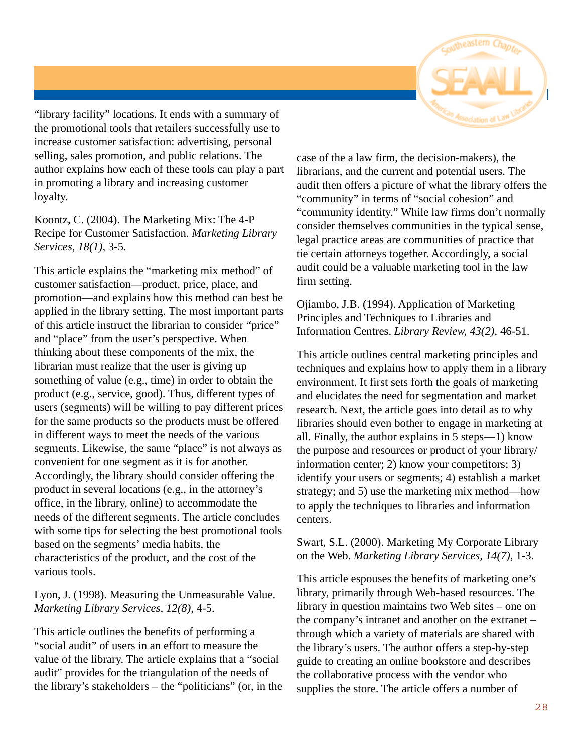"library facility" locations. It ends with a summary of the promotional tools that retailers successfully use to increase customer satisfaction: advertising, personal selling, sales promotion, and public relations. The author explains how each of these tools can play a part in promoting a library and increasing customer loyalty.

Koontz, C. (2004). The Marketing Mix: The 4-P Recipe for Customer Satisfaction. *Marketing Library Services, 18(1)*, 3-5.

This article explains the "marketing mix method" of customer satisfaction—product, price, place, and promotion—and explains how this method can best be applied in the library setting. The most important parts of this article instruct the librarian to consider "price" and "place" from the user's perspective. When thinking about these components of the mix, the librarian must realize that the user is giving up something of value (e.g., time) in order to obtain the product (e.g., service, good). Thus, different types of users (segments) will be willing to pay different prices for the same products so the products must be offered in different ways to meet the needs of the various segments. Likewise, the same "place" is not always as convenient for one segment as it is for another. Accordingly, the library should consider offering the product in several locations (e.g., in the attorney's office, in the library, online) to accommodate the needs of the different segments. The article concludes with some tips for selecting the best promotional tools based on the segments' media habits, the characteristics of the product, and the cost of the various tools.

Lyon, J. (1998). Measuring the Unmeasurable Value. *Marketing Library Services, 12(8)*, 4-5.

This article outlines the benefits of performing a "social audit" of users in an effort to measure the value of the library. The article explains that a "social audit" provides for the triangulation of the needs of the library's stakeholders – the "politicians" (or, in the case of the a law firm, the decision-makers), the librarians, and the current and potential users. The audit then offers a picture of what the library offers the "community" in terms of "social cohesion" and "community identity." While law firms don't normally consider themselves communities in the typical sense, legal practice areas are communities of practice that tie certain attorneys together. Accordingly, a social audit could be a valuable marketing tool in the law firm setting.

Ojiambo, J.B. (1994). Application of Marketing Principles and Techniques to Libraries and Information Centres. *Library Review, 43(2)*, 46-51.

This article outlines central marketing principles and techniques and explains how to apply them in a library environment. It first sets forth the goals of marketing and elucidates the need for segmentation and market research. Next, the article goes into detail as to why libraries should even bother to engage in marketing at all. Finally, the author explains in 5 steps—1) know the purpose and resources or product of your library/information center; 2) know your competitors; 3) identify your users or segments; 4) establish a market strategy; and 5) use the marketing mix method—how to apply the techniques to libraries and information centers.

Swart, S.L. (2000). Marketing My Corporate Library on the Web. *Marketing Library Services, 14(7)*, 1-3.

This article espouses the benefits of marketing one's library, primarily through Web-based resources. The library in question maintains two Web sites – one on the company's intranet and another on the extranet – through which a variety of materials are shared with the library's users. The author offers a step-by-step guide to creating an online bookstore and describes the collaborative process with the vendor who supplies the store. The article offers a number of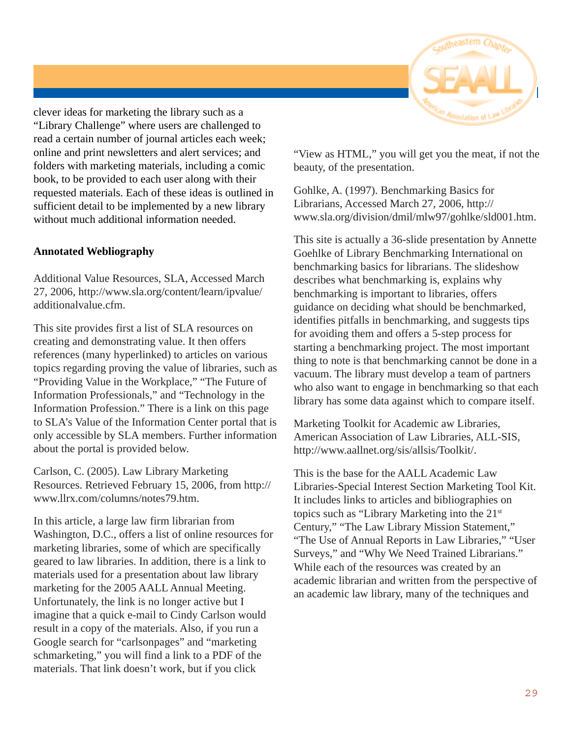clever ideas for marketing the library such as a "Library Challenge" where users are challenged to read a certain number of journal articles each week; online and print newsletters and alert services; and folders with marketing materials, including a comic book, to be provided to each user along with their requested materials. Each of these ideas is outlined in sufficient detail to be implemented by a new library without much additional information needed.

**Annotated Webliography**

Additional Value Resources, SLA, Accessed March 27, 2006, http://www.sla.org/content/learn/ipvalue/additionalvalue.cfm.

This site provides first a list of SLA resources on creating and demonstrating value. It then offers references (many hyperlinked) to articles on various topics regarding proving the value of libraries, such as "Providing Value in the Workplace," "The Future of Information Professionals," and "Technology in the Information Profession." There is a link on this page to SLA's Value of the Information Center portal that is only accessible by SLA members. Further information about the portal is provided below.

Carlson, C. (2005). Law Library Marketing Resources. Retrieved February 15, 2006, from http://www.llrx.com/columns/notes79.htm.

In this article, a large law firm librarian from Washington, D.C., offers a list of online resources for marketing libraries, some of which are specifically geared to law libraries. In addition, there is a link to materials used for a presentation about law library marketing for the 2005 AALL Annual Meeting. Unfortunately, the link is no longer active but I imagine that a quick e-mail to Cindy Carlson would result in a copy of the materials. Also, if you run a Google search for "carlsonpages" and "marketing schmarketing," you will find a link to a PDF of the materials. That link doesn't work, but if you click "View as HTML," you will get you the meat, if not the beauty, of the presentation.

Gohlke, A. (1997). Benchmarking Basics for Librarians, Accessed March 27, 2006, http://www.sla.org/division/dmil/mlw97/gohlke/sld001.htm.

This site is actually a 36-slide presentation by Annette Goehlke of Library Benchmarking International on benchmarking basics for librarians. The slideshow describes what benchmarking is, explains why benchmarking is important to libraries, offers guidance on deciding what should be benchmarked, identifies pitfalls in benchmarking, and suggests tips for avoiding them and offers a 5-step process for starting a benchmarking project. The most important thing to note is that benchmarking cannot be done in a vacuum. The library must develop a team of partners who also want to engage in benchmarking so that each library has some data against which to compare itself.

Marketing Toolkit for Academic aw Libraries, American Association of Law Libraries, ALL-SIS, http://www.aallnet.org/sis/allsis/Toolkit/.

This is the base for the AALL Academic Law Libraries-Special Interest Section Marketing Tool Kit. It includes links to articles and bibliographies on topics such as "Library Marketing into the 21st Century," "The Law Library Mission Statement," "The Use of Annual Reports in Law Libraries," "User Surveys," and "Why We Need Trained Librarians." While each of the resources was created by an academic librarian and written from the perspective of an academic law library, many of the techniques and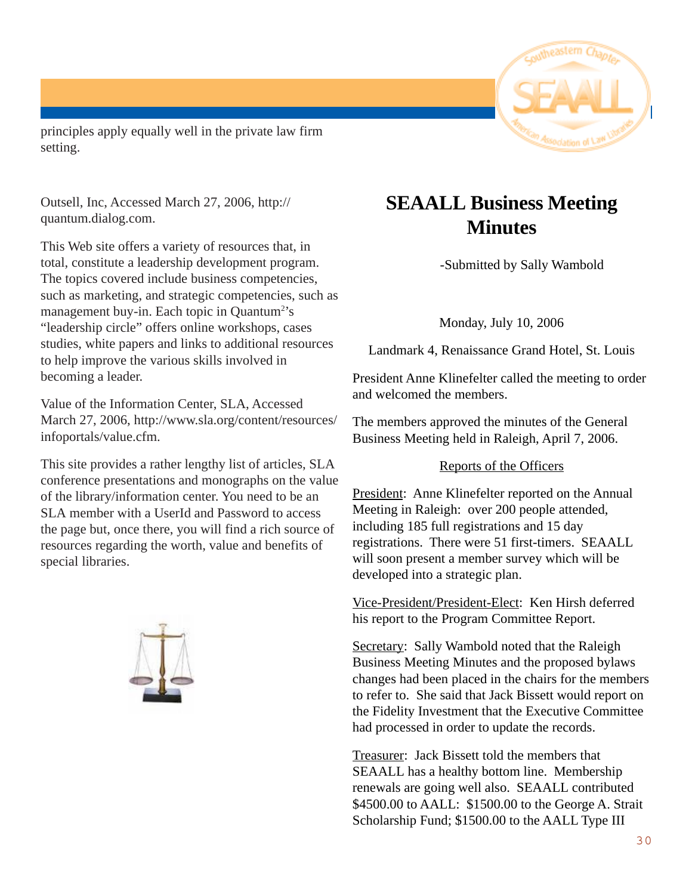principles apply equally well in the private law firm setting.

Outsell, Inc, Accessed March 27, 2006, http://quantum.dialog.com.

This Web site offers a variety of resources that, in total, constitute a leadership development program. The topics covered include business competencies, such as marketing, and strategic competencies, such as management buy-in. Each topic in Quantum$^2$'s "leadership circle" offers online workshops, cases studies, white papers and links to additional resources to help improve the various skills involved in becoming a leader.

Value of the Information Center, SLA, Accessed March 27, 2006, http://www.sla.org/content/resources/infoportals/value.cfm.

This site provides a rather lengthy list of articles, SLA conference presentations and monographs on the value of the library/information center. You need to be an SLA member with a UserId and Password to access the page but, once there, you will find a rich source of resources regarding the worth, value and benefits of special libraries.

# SEAALL Business Meeting Minutes

-Submitted by Sally Wambold

Monday, July 10, 2006

Landmark 4, Renaissance Grand Hotel, St. Louis

President Anne Klinefelter called the meeting to order and welcomed the members.

The members approved the minutes of the General Business Meeting held in Raleigh, April 7, 2006.

Reports of the Officers

President: Anne Klinefelter reported on the Annual Meeting in Raleigh: over 200 people attended, including 185 full registrations and 15 day registrations. There were 51 first-timers. SEAALL will soon present a member survey which will be developed into a strategic plan.

Vice-President/President-Elect: Ken Hirsh deferred his report to the Program Committee Report.

Secretary: Sally Wambold noted that the Raleigh Business Meeting Minutes and the proposed bylaws changes had been placed in the chairs for the members to refer to. She said that Jack Bissett would report on the Fidelity Investment that the Executive Committee had processed in order to update the records.

Treasurer: Jack Bissett told the members that SEAALL has a healthy bottom line. Membership renewals are going well also. SEAALL contributed $4500.00 to AALL: $1500.00 to the George A. Strait Scholarship Fund; $1500.00 to the AALL Type III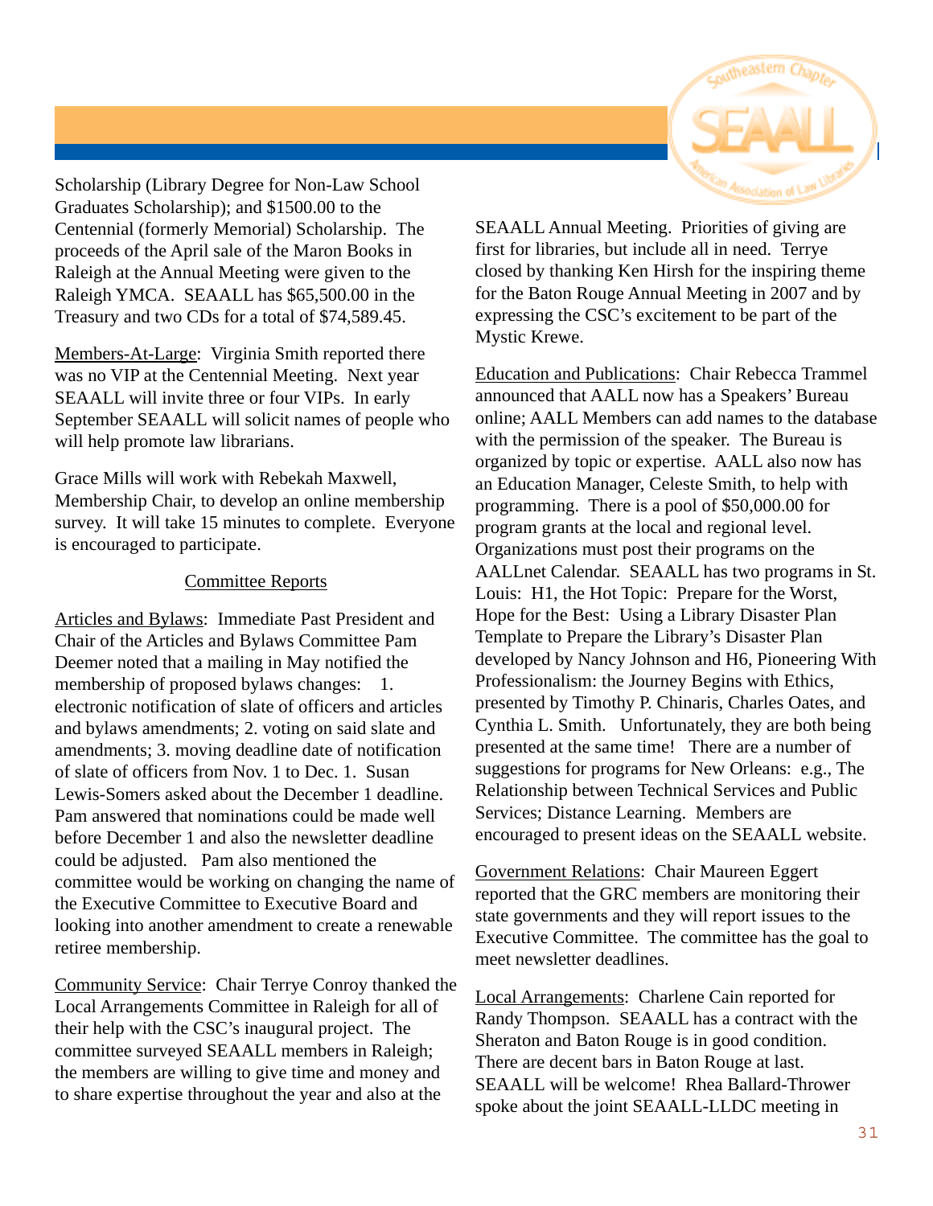Scholarship (Library Degree for Non-Law School Graduates Scholarship); and $1500.00 to the Centennial (formerly Memorial) Scholarship. The proceeds of the April sale of the Maron Books in Raleigh at the Annual Meeting were given to the Raleigh YMCA. SEAALL has $65,500.00 in the Treasury and two CDs for a total of $74,589.45.

Members-At-Large: Virginia Smith reported there was no VIP at the Centennial Meeting. Next year SEAALL will invite three or four VIPs. In early September SEAALL will solicit names of people who will help promote law librarians.

Grace Mills will work with Rebekah Maxwell, Membership Chair, to develop an online membership survey. It will take 15 minutes to complete. Everyone is encouraged to participate.

## Committee Reports

Articles and Bylaws: Immediate Past President and Chair of the Articles and Bylaws Committee Pam Deemer noted that a mailing in May notified the membership of proposed bylaws changes: 1. electronic notification of slate of officers and articles and bylaws amendments; 2. voting on said slate and amendments; 3. moving deadline date of notification of slate of officers from Nov. 1 to Dec. 1. Susan Lewis-Somers asked about the December 1 deadline. Pam answered that nominations could be made well before December 1 and also the newsletter deadline could be adjusted. Pam also mentioned the committee would be working on changing the name of the Executive Committee to Executive Board and looking into another amendment to create a renewable retiree membership.

Community Service: Chair Terrye Conroy thanked the Local Arrangements Committee in Raleigh for all of their help with the CSC's inaugural project. The committee surveyed SEAALL members in Raleigh; the members are willing to give time and money and to share expertise throughout the year and also at the SEAALL Annual Meeting. Priorities of giving are first for libraries, but include all in need. Terrye closed by thanking Ken Hirsh for the inspiring theme for the Baton Rouge Annual Meeting in 2007 and by expressing the CSC's excitement to be part of the Mystic Krewe.

Education and Publications: Chair Rebecca Trammel announced that AALL now has a Speakers' Bureau online; AALL Members can add names to the database with the permission of the speaker. The Bureau is organized by topic or expertise. AALL also now has an Education Manager, Celeste Smith, to help with programming. There is a pool of $50,000.00 for program grants at the local and regional level. Organizations must post their programs on the AALLnet Calendar. SEAALL has two programs in St. Louis: H1, the Hot Topic: Prepare for the Worst, Hope for the Best: Using a Library Disaster Plan Template to Prepare the Library's Disaster Plan developed by Nancy Johnson and H6, Pioneering With Professionalism: the Journey Begins with Ethics, presented by Timothy P. Chinaris, Charles Oates, and Cynthia L. Smith. Unfortunately, they are both being presented at the same time! There are a number of suggestions for programs for New Orleans: e.g., The Relationship between Technical Services and Public Services; Distance Learning. Members are encouraged to present ideas on the SEAALL website.

Government Relations: Chair Maureen Eggert reported that the GRC members are monitoring their state governments and they will report issues to the Executive Committee. The committee has the goal to meet newsletter deadlines.

Local Arrangements: Charlene Cain reported for Randy Thompson. SEAALL has a contract with the Sheraton and Baton Rouge is in good condition. There are decent bars in Baton Rouge at last. SEAALL will be welcome! Rhea Ballard-Thrower spoke about the joint SEAALL-LLDC meeting in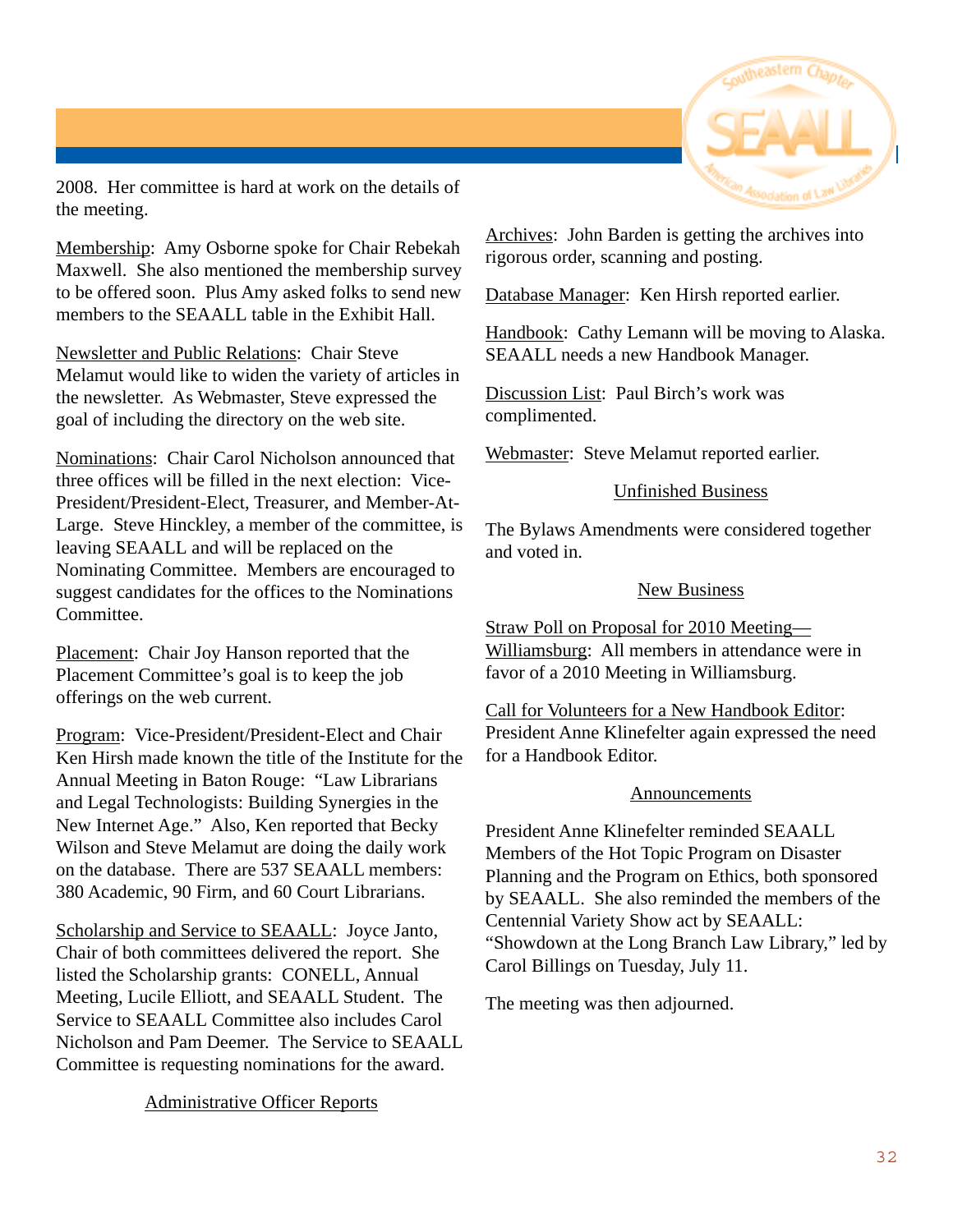2008. Her committee is hard at work on the details of the meeting.

Membership: Amy Osborne spoke for Chair Rebekah Maxwell. She also mentioned the membership survey to be offered soon. Plus Amy asked folks to send new members to the SEAALL table in the Exhibit Hall.

Newsletter and Public Relations: Chair Steve Melamut would like to widen the variety of articles in the newsletter. As Webmaster, Steve expressed the goal of including the directory on the web site.

Nominations: Chair Carol Nicholson announced that three offices will be filled in the next election: Vice-President/President-Elect, Treasurer, and Member-At-Large. Steve Hinckley, a member of the committee, is leaving SEAALL and will be replaced on the Nominating Committee. Members are encouraged to suggest candidates for the offices to the Nominations Committee.

Placement: Chair Joy Hanson reported that the Placement Committee's goal is to keep the job offerings on the web current.

Program: Vice-President/President-Elect and Chair Ken Hirsh made known the title of the Institute for the Annual Meeting in Baton Rouge: "Law Librarians and Legal Technologists: Building Synergies in the New Internet Age." Also, Ken reported that Becky Wilson and Steve Melamut are doing the daily work on the database. There are 537 SEAALL members: 380 Academic, 90 Firm, and 60 Court Librarians.

Scholarship and Service to SEAALL: Joyce Janto, Chair of both committees delivered the report. She listed the Scholarship grants: CONELL, Annual Meeting, Lucile Elliott, and SEAALL Student. The Service to SEAALL Committee also includes Carol Nicholson and Pam Deemer. The Service to SEAALL Committee is requesting nominations for the award.

## Administrative Officer Reports

Archives: John Barden is getting the archives into rigorous order, scanning and posting.

Database Manager: Ken Hirsh reported earlier.

Handbook: Cathy Lemann will be moving to Alaska. SEAALL needs a new Handbook Manager.

Discussion List: Paul Birch's work was complimented.

Webmaster: Steve Melamut reported earlier.

## Unfinished Business

The Bylaws Amendments were considered together and voted in.

## New Business

Straw Poll on Proposal for 2010 Meeting—Williamsburg: All members in attendance were in favor of a 2010 Meeting in Williamsburg.

Call for Volunteers for a New Handbook Editor: President Anne Klinefelter again expressed the need for a Handbook Editor.

## Announcements

President Anne Klinefelter reminded SEAALL Members of the Hot Topic Program on Disaster Planning and the Program on Ethics, both sponsored by SEAALL. She also reminded the members of the Centennial Variety Show act by SEAALL: "Showdown at the Long Branch Law Library," led by Carol Billings on Tuesday, July 11.

The meeting was then adjourned.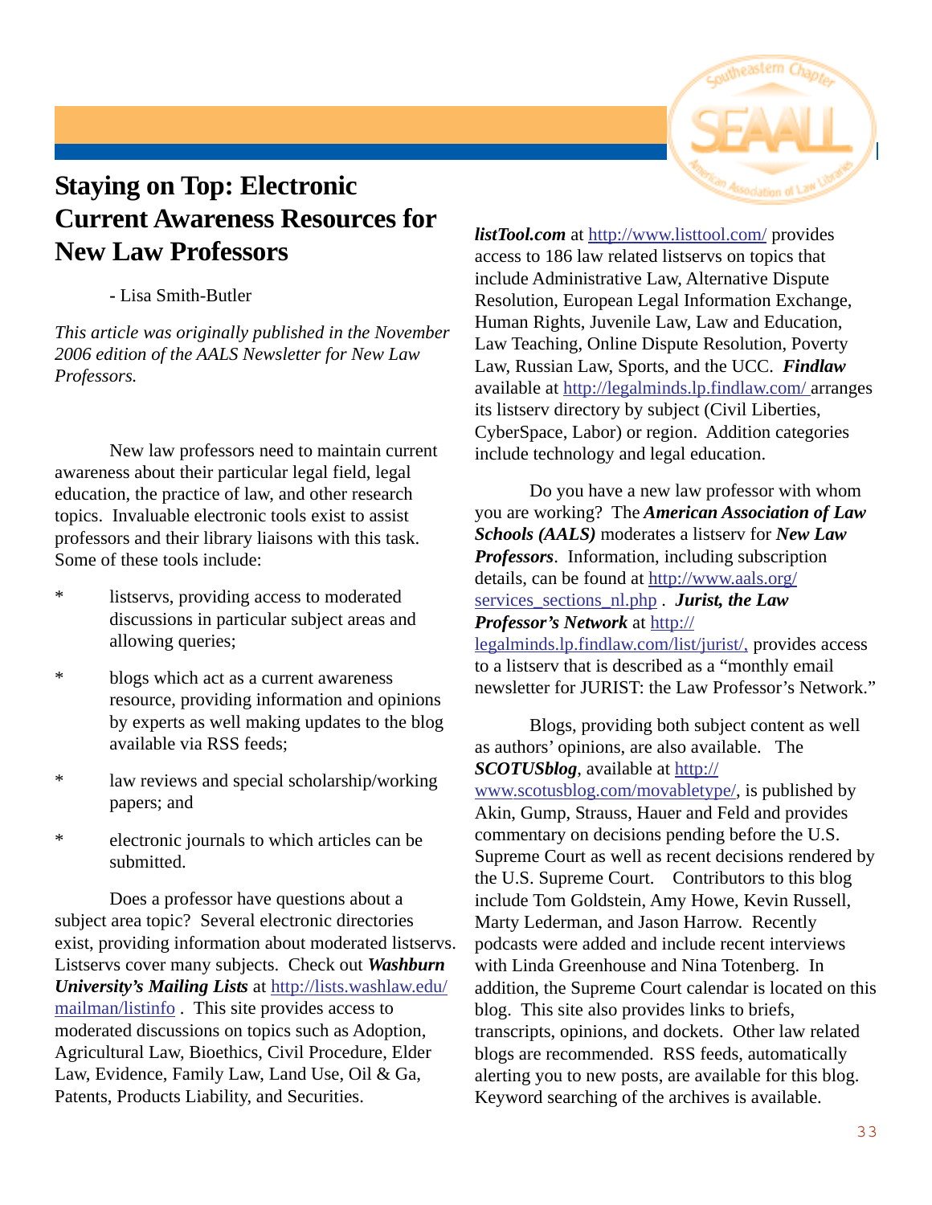# Staying on Top: Electronic Current Awareness Resources for New Law Professors

- Lisa Smith-Butler

*This article was originally published in the November 2006 edition of the AALS Newsletter for New Law Professors.*

New law professors need to maintain current awareness about their particular legal field, legal education, the practice of law, and other research topics. Invaluable electronic tools exist to assist professors and their library liaisons with this task. Some of these tools include:

- listservs, providing access to moderated discussions in particular subject areas and allowing queries;
- blogs which act as a current awareness resource, providing information and opinions by experts as well making updates to the blog available via RSS feeds;
- law reviews and special scholarship/working papers; and
- electronic journals to which articles can be submitted.

Does a professor have questions about a subject area topic? Several electronic directories exist, providing information about moderated listservs. Listservs cover many subjects. Check out ***Washburn University's Mailing Lists*** at http://lists.washlaw.edu/mailman/listinfo . This site provides access to moderated discussions on topics such as Adoption, Agricultural Law, Bioethics, Civil Procedure, Elder Law, Evidence, Family Law, Land Use, Oil & Ga, Patents, Products Liability, and Securities.

***listTool.com*** at http://www.listtool.com/ provides access to 186 law related listservs on topics that include Administrative Law, Alternative Dispute Resolution, European Legal Information Exchange, Human Rights, Juvenile Law, Law and Education, Law Teaching, Online Dispute Resolution, Poverty Law, Russian Law, Sports, and the UCC. ***Findlaw*** available at http://legalminds.lp.findlaw.com/ arranges its listserv directory by subject (Civil Liberties, CyberSpace, Labor) or region. Addition categories include technology and legal education.

Do you have a new law professor with whom you are working? The ***American Association of Law Schools (AALS)*** moderates a listserv for ***New Law Professors***. Information, including subscription details, can be found at http://www.aals.org/services_sections_nl.php . ***Jurist, the Law Professor's Network*** at http://legalminds.lp.findlaw.com/list/jurist/, provides access to a listserv that is described as a "monthly email newsletter for JURIST: the Law Professor's Network."

Blogs, providing both subject content as well as authors' opinions, are also available. The ***SCOTUSblog***, available at http://www.scotusblog.com/movabletype/, is published by Akin, Gump, Strauss, Hauer and Feld and provides commentary on decisions pending before the U.S. Supreme Court as well as recent decisions rendered by the U.S. Supreme Court. Contributors to this blog include Tom Goldstein, Amy Howe, Kevin Russell, Marty Lederman, and Jason Harrow. Recently podcasts were added and include recent interviews with Linda Greenhouse and Nina Totenberg. In addition, the Supreme Court calendar is located on this blog. This site also provides links to briefs, transcripts, opinions, and dockets. Other law related blogs are recommended. RSS feeds, automatically alerting you to new posts, are available for this blog. Keyword searching of the archives is available.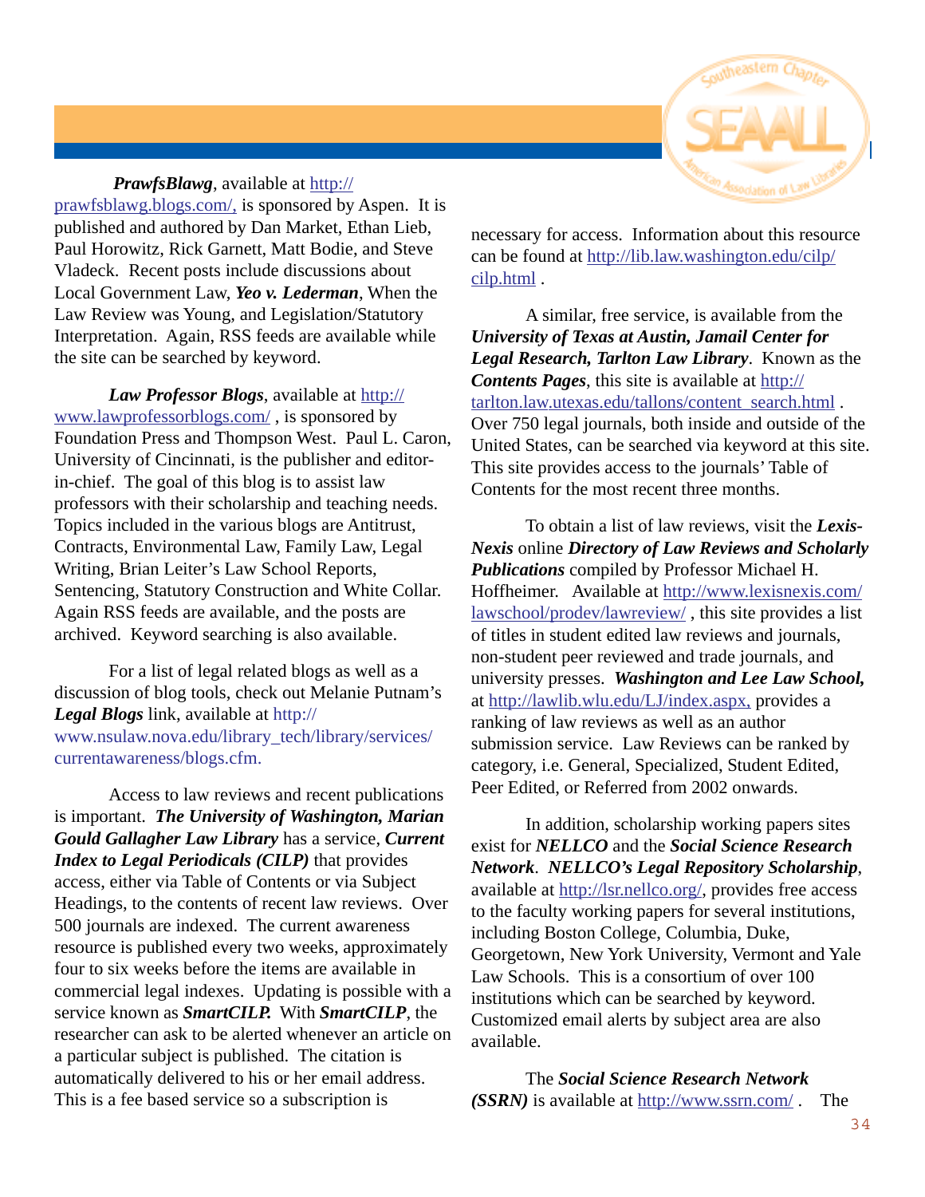***PrawfsBlawg***, available at [http://prawfsblawg.blogs.com/](http://prawfsblawg.blogs.com/), is sponsored by Aspen. It is published and authored by Dan Market, Ethan Lieb, Paul Horowitz, Rick Garnett, Matt Bodie, and Steve Vladeck. Recent posts include discussions about Local Government Law, ***Yeo v. Lederman***, When the Law Review was Young, and Legislation/Statutory Interpretation. Again, RSS feeds are available while the site can be searched by keyword.

***Law Professor Blogs***, available at [http://www.lawprofessorblogs.com/](http://www.lawprofessorblogs.com/) , is sponsored by Foundation Press and Thompson West. Paul L. Caron, University of Cincinnati, is the publisher and editor-in-chief. The goal of this blog is to assist law professors with their scholarship and teaching needs. Topics included in the various blogs are Antitrust, Contracts, Environmental Law, Family Law, Legal Writing, Brian Leiter's Law School Reports, Sentencing, Statutory Construction and White Collar. Again RSS feeds are available, and the posts are archived. Keyword searching is also available.

For a list of legal related blogs as well as a discussion of blog tools, check out Melanie Putnam's ***Legal Blogs*** link, available at http://www.nsulaw.nova.edu/library_tech/library/services/currentawareness/blogs.cfm.

Access to law reviews and recent publications is important. ***The University of Washington, Marian Gould Gallagher Law Library*** has a service, ***Current Index to Legal Periodicals (CILP)*** that provides access, either via Table of Contents or via Subject Headings, to the contents of recent law reviews. Over 500 journals are indexed. The current awareness resource is published every two weeks, approximately four to six weeks before the items are available in commercial legal indexes. Updating is possible with a service known as ***SmartCILP.*** With ***SmartCILP***, the researcher can ask to be alerted whenever an article on a particular subject is published. The citation is automatically delivered to his or her email address. This is a fee based service so a subscription is necessary for access. Information about this resource can be found at [http://lib.law.washington.edu/cilp/cilp.html](http://lib.law.washington.edu/cilp/cilp.html) .

A similar, free service, is available from the ***University of Texas at Austin, Jamail Center for Legal Research, Tarlton Law Library***. Known as the ***Contents Pages***, this site is available at [http://tarlton.law.utexas.edu/tallons/content_search.html](http://tarlton.law.utexas.edu/tallons/content_search.html) . Over 750 legal journals, both inside and outside of the United States, can be searched via keyword at this site. This site provides access to the journals' Table of Contents for the most recent three months.

To obtain a list of law reviews, visit the ***Lexis-Nexis*** online ***Directory of Law Reviews and Scholarly Publications*** compiled by Professor Michael H. Hoffheimer. Available at [http://www.lexisnexis.com/lawschool/prodev/lawreview/](http://www.lexisnexis.com/lawschool/prodev/lawreview/) , this site provides a list of titles in student edited law reviews and journals, non-student peer reviewed and trade journals, and university presses. ***Washington and Lee Law School,*** at [http://lawlib.wlu.edu/LJ/index.aspx](http://lawlib.wlu.edu/LJ/index.aspx), provides a ranking of law reviews as well as an author submission service. Law Reviews can be ranked by category, i.e. General, Specialized, Student Edited, Peer Edited, or Referred from 2002 onwards.

In addition, scholarship working papers sites exist for ***NELLCO*** and the ***Social Science Research Network***. ***NELLCO's Legal Repository Scholarship***, available at [http://lsr.nellco.org/](http://lsr.nellco.org/), provides free access to the faculty working papers for several institutions, including Boston College, Columbia, Duke, Georgetown, New York University, Vermont and Yale Law Schools. This is a consortium of over 100 institutions which can be searched by keyword. Customized email alerts by subject area are also available.

The ***Social Science Research Network (SSRN)*** is available at [http://www.ssrn.com/](http://www.ssrn.com/) . The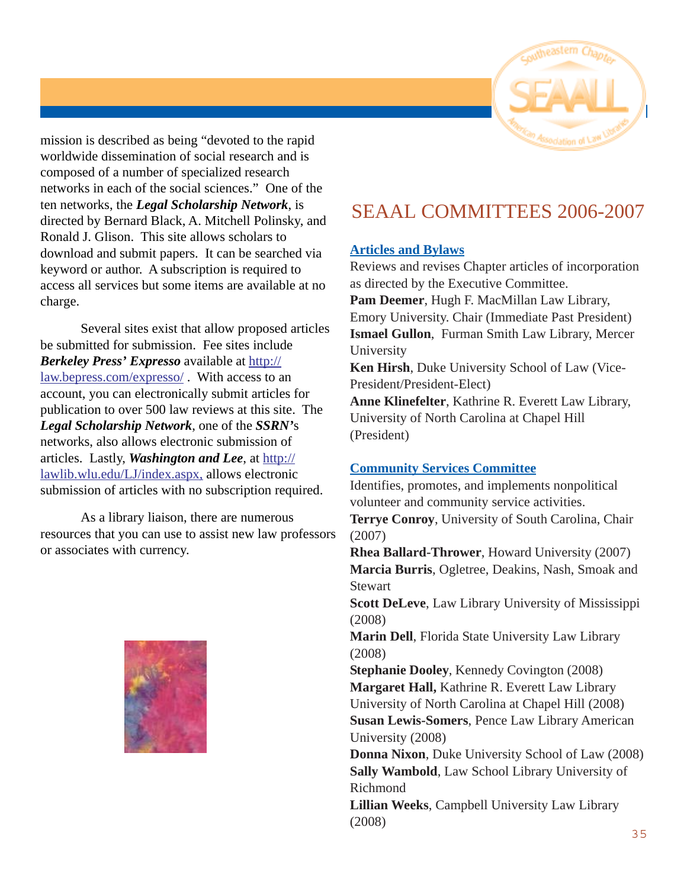mission is described as being "devoted to the rapid worldwide dissemination of social research and is composed of a number of specialized research networks in each of the social sciences." One of the ten networks, the ***Legal Scholarship Network***, is directed by Bernard Black, A. Mitchell Polinsky, and Ronald J. Glison. This site allows scholars to download and submit papers. It can be searched via keyword or author. A subscription is required to access all services but some items are available at no charge.

Several sites exist that allow proposed articles be submitted for submission. Fee sites include ***Berkeley Press' Expresso*** available at [http://law.bepress.com/expresso/](http://law.bepress.com/expresso/) . With access to an account, you can electronically submit articles for publication to over 500 law reviews at this site. The ***Legal Scholarship Network***, one of the ***SSRN'***s networks, also allows electronic submission of articles. Lastly, ***Washington and Lee***, at [http://lawlib.wlu.edu/LJ/index.aspx,](http://lawlib.wlu.edu/LJ/index.aspx) allows electronic submission of articles with no subscription required.

As a library liaison, there are numerous resources that you can use to assist new law professors or associates with currency.

# SEAAL COMMITTEES 2006-2007

## Articles and Bylaws

Reviews and revises Chapter articles of incorporation as directed by the Executive Committee.

**Pam Deemer**, Hugh F. MacMillan Law Library, Emory University. Chair (Immediate Past President)
**Ismael Gullon**, Furman Smith Law Library, Mercer University
**Ken Hirsh**, Duke University School of Law (Vice-President/President-Elect)
**Anne Klinefelter**, Kathrine R. Everett Law Library, University of North Carolina at Chapel Hill (President)

## Community Services Committee

Identifies, promotes, and implements nonpolitical volunteer and community service activities.

**Terrye Conroy**, University of South Carolina, Chair (2007)
**Rhea Ballard-Thrower**, Howard University (2007)
**Marcia Burris**, Ogletree, Deakins, Nash, Smoak and Stewart
**Scott DeLeve**, Law Library University of Mississippi (2008)
**Marin Dell**, Florida State University Law Library (2008)
**Stephanie Dooley**, Kennedy Covington (2008)
**Margaret Hall,** Kathrine R. Everett Law Library University of North Carolina at Chapel Hill (2008)
**Susan Lewis-Somers**, Pence Law Library American University (2008)
**Donna Nixon**, Duke University School of Law (2008)
**Sally Wambold**, Law School Library University of Richmond
**Lillian Weeks**, Campbell University Law Library (2008)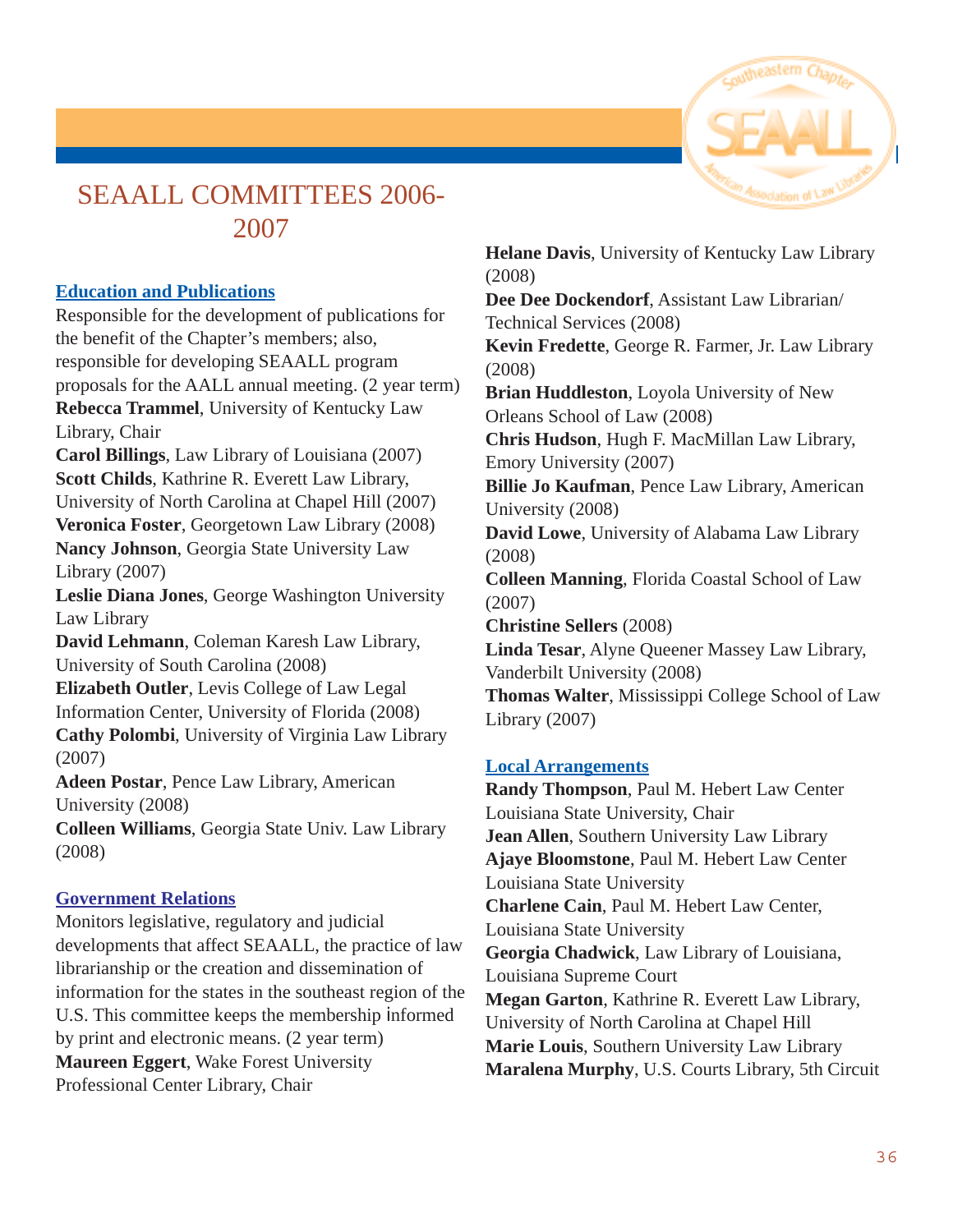# SEAALL COMMITTEES 2006-2007

## Education and Publications

Responsible for the development of publications for the benefit of the Chapter's members; also, responsible for developing SEAALL program proposals for the AALL annual meeting. (2 year term)

**Rebecca Trammel**, University of Kentucky Law Library, Chair
**Carol Billings**, Law Library of Louisiana (2007)
**Scott Childs**, Kathrine R. Everett Law Library, University of North Carolina at Chapel Hill (2007)
**Veronica Foster**, Georgetown Law Library (2008)
**Nancy Johnson**, Georgia State University Law Library (2007)
**Leslie Diana Jones**, George Washington University Law Library
**David Lehmann**, Coleman Karesh Law Library, University of South Carolina (2008)
**Elizabeth Outler**, Levis College of Law Legal Information Center, University of Florida (2008)
**Cathy Polombi**, University of Virginia Law Library (2007)
**Adeen Postar**, Pence Law Library, American University (2008)
**Colleen Williams**, Georgia State Univ. Law Library (2008)

## Government Relations

Monitors legislative, regulatory and judicial developments that affect SEAALL, the practice of law librarianship or the creation and dissemination of information for the states in the southeast region of the U.S. This committee keeps the membership informed by print and electronic means. (2 year term)

**Maureen Eggert**, Wake Forest University Professional Center Library, Chair
**Helane Davis**, University of Kentucky Law Library (2008)
**Dee Dee Dockendorf**, Assistant Law Librarian/ Technical Services (2008)
**Kevin Fredette**, George R. Farmer, Jr. Law Library (2008)
**Brian Huddleston**, Loyola University of New Orleans School of Law (2008)
**Chris Hudson**, Hugh F. MacMillan Law Library, Emory University (2007)
**Billie Jo Kaufman**, Pence Law Library, American University (2008)
**David Lowe**, University of Alabama Law Library (2008)
**Colleen Manning**, Florida Coastal School of Law (2007)
**Christine Sellers** (2008)
**Linda Tesar**, Alyne Queener Massey Law Library, Vanderbilt University (2008)
**Thomas Walter**, Mississippi College School of Law Library (2007)

## Local Arrangements

**Randy Thompson**, Paul M. Hebert Law Center Louisiana State University, Chair
**Jean Allen**, Southern University Law Library
**Ajaye Bloomstone**, Paul M. Hebert Law Center Louisiana State University
**Charlene Cain**, Paul M. Hebert Law Center, Louisiana State University
**Georgia Chadwick**, Law Library of Louisiana, Louisiana Supreme Court
**Megan Garton**, Kathrine R. Everett Law Library, University of North Carolina at Chapel Hill
**Marie Louis**, Southern University Law Library
**Maralena Murphy**, U.S. Courts Library, 5th Circuit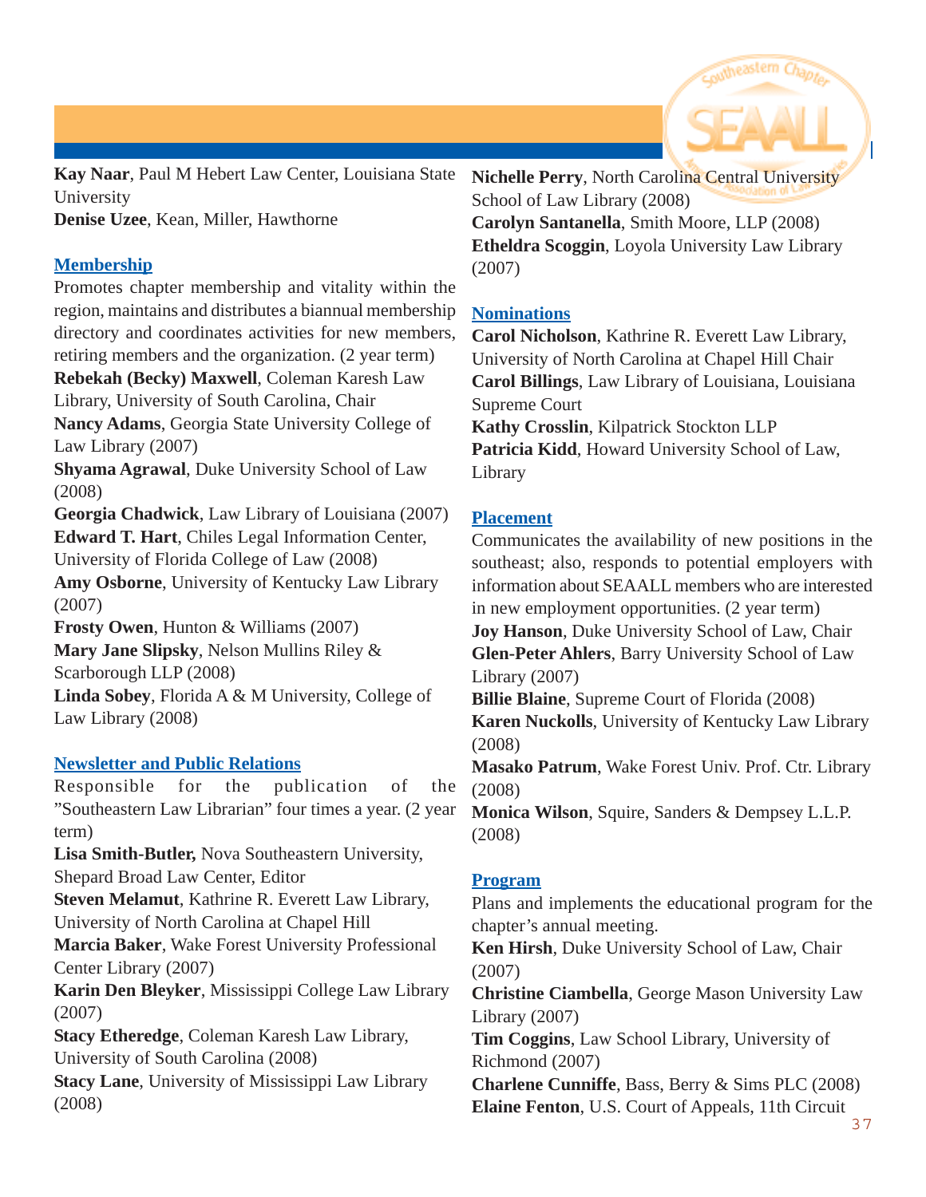**Kay Naar**, Paul M Hebert Law Center, Louisiana State University
**Denise Uzee**, Kean, Miller, Hawthorne

## Membership

Promotes chapter membership and vitality within the region, maintains and distributes a biannual membership directory and coordinates activities for new members, retiring members and the organization. (2 year term)

**Rebekah (Becky) Maxwell**, Coleman Karesh Law Library, University of South Carolina, Chair
**Nancy Adams**, Georgia State University College of Law Library (2007)
**Shyama Agrawal**, Duke University School of Law (2008)
**Georgia Chadwick**, Law Library of Louisiana (2007)
**Edward T. Hart**, Chiles Legal Information Center, University of Florida College of Law (2008)
**Amy Osborne**, University of Kentucky Law Library (2007)
**Frosty Owen**, Hunton & Williams (2007)
**Mary Jane Slipsky**, Nelson Mullins Riley & Scarborough LLP (2008)
**Linda Sobey**, Florida A & M University, College of Law Library (2008)

## Newsletter and Public Relations

Responsible for the publication of the "Southeastern Law Librarian" four times a year. (2 year term)

**Lisa Smith-Butler,** Nova Southeastern University, Shepard Broad Law Center, Editor
**Steven Melamut**, Kathrine R. Everett Law Library, University of North Carolina at Chapel Hill
**Marcia Baker**, Wake Forest University Professional Center Library (2007)
**Karin Den Bleyker**, Mississippi College Law Library (2007)
**Stacy Etheredge**, Coleman Karesh Law Library, University of South Carolina (2008)
**Stacy Lane**, University of Mississippi Law Library (2008)
**Nichelle Perry**, North Carolina Central University School of Law Library (2008)
**Carolyn Santanella**, Smith Moore, LLP (2008)
**Etheldra Scoggin**, Loyola University Law Library (2007)

## Nominations

**Carol Nicholson**, Kathrine R. Everett Law Library, University of North Carolina at Chapel Hill Chair
**Carol Billings**, Law Library of Louisiana, Louisiana Supreme Court
**Kathy Crosslin**, Kilpatrick Stockton LLP
**Patricia Kidd**, Howard University School of Law, Library

## Placement

Communicates the availability of new positions in the southeast; also, responds to potential employers with information about SEAALL members who are interested in new employment opportunities. (2 year term)

**Joy Hanson**, Duke University School of Law, Chair
**Glen-Peter Ahlers**, Barry University School of Law Library (2007)
**Billie Blaine**, Supreme Court of Florida (2008)
**Karen Nuckolls**, University of Kentucky Law Library (2008)
**Masako Patrum**, Wake Forest Univ. Prof. Ctr. Library (2008)
**Monica Wilson**, Squire, Sanders & Dempsey L.L.P. (2008)

## Program

Plans and implements the educational program for the chapter's annual meeting.

**Ken Hirsh**, Duke University School of Law, Chair (2007)
**Christine Ciambella**, George Mason University Law Library (2007)
**Tim Coggins**, Law School Library, University of Richmond (2007)
**Charlene Cunniffe**, Bass, Berry & Sims PLC (2008)
**Elaine Fenton**, U.S. Court of Appeals, 11th Circuit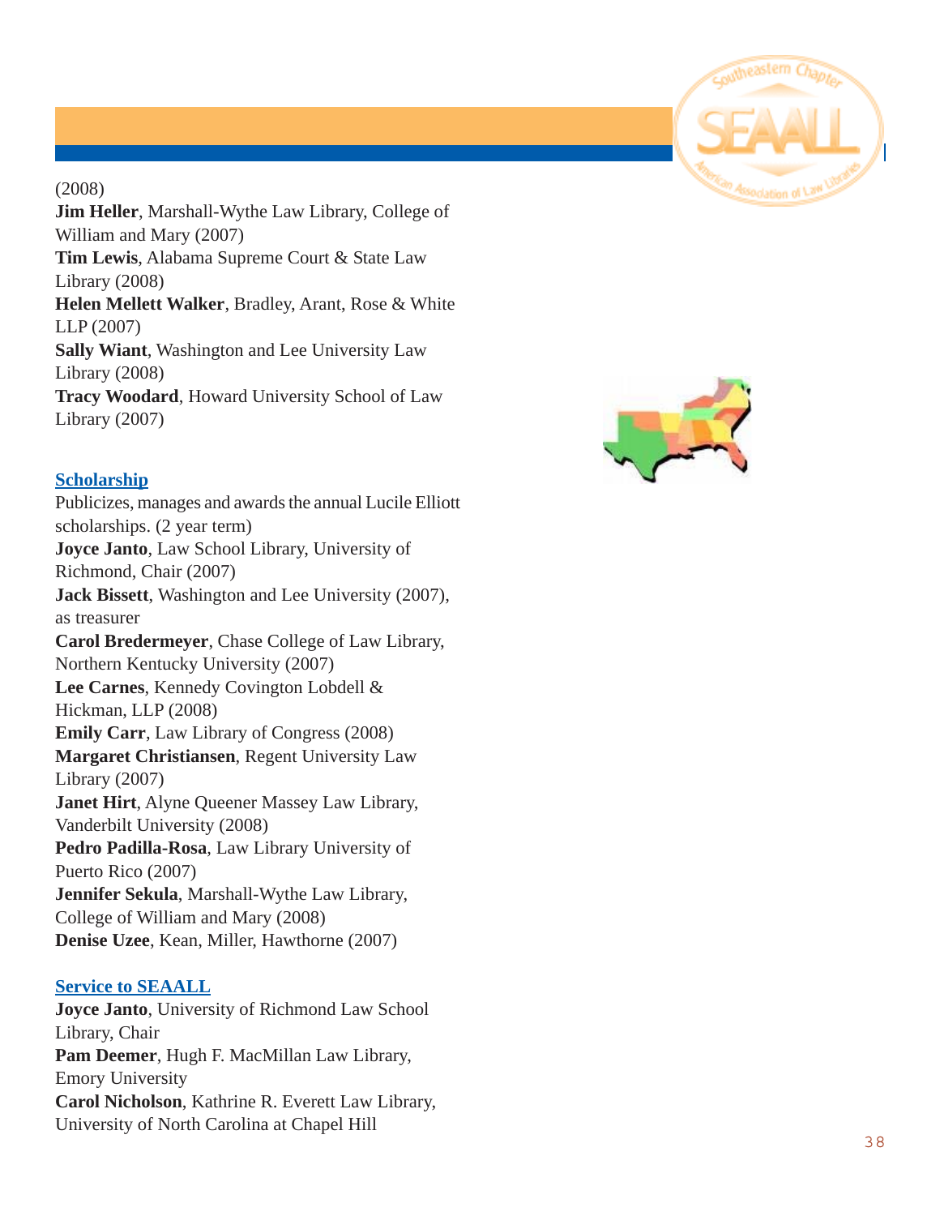(2008)

**Jim Heller**, Marshall-Wythe Law Library, College of William and Mary (2007)

**Tim Lewis**, Alabama Supreme Court & State Law Library (2008)

**Helen Mellett Walker**, Bradley, Arant, Rose & White LLP (2007)

**Sally Wiant**, Washington and Lee University Law Library (2008)

**Tracy Woodard**, Howard University School of Law Library (2007)

### Scholarship

Publicizes, manages and awards the annual Lucile Elliott scholarships. (2 year term)

**Joyce Janto**, Law School Library, University of Richmond, Chair (2007)

**Jack Bissett**, Washington and Lee University (2007), as treasurer

**Carol Bredermeyer**, Chase College of Law Library, Northern Kentucky University (2007)

**Lee Carnes**, Kennedy Covington Lobdell & Hickman, LLP (2008)

**Emily Carr**, Law Library of Congress (2008)

**Margaret Christiansen**, Regent University Law Library (2007)

**Janet Hirt**, Alyne Queener Massey Law Library, Vanderbilt University (2008)

**Pedro Padilla-Rosa**, Law Library University of Puerto Rico (2007)

**Jennifer Sekula**, Marshall-Wythe Law Library, College of William and Mary (2008)

**Denise Uzee**, Kean, Miller, Hawthorne (2007)

### Service to SEAALL

**Joyce Janto**, University of Richmond Law School Library, Chair

**Pam Deemer**, Hugh F. MacMillan Law Library, Emory University

**Carol Nicholson**, Kathrine R. Everett Law Library, University of North Carolina at Chapel Hill